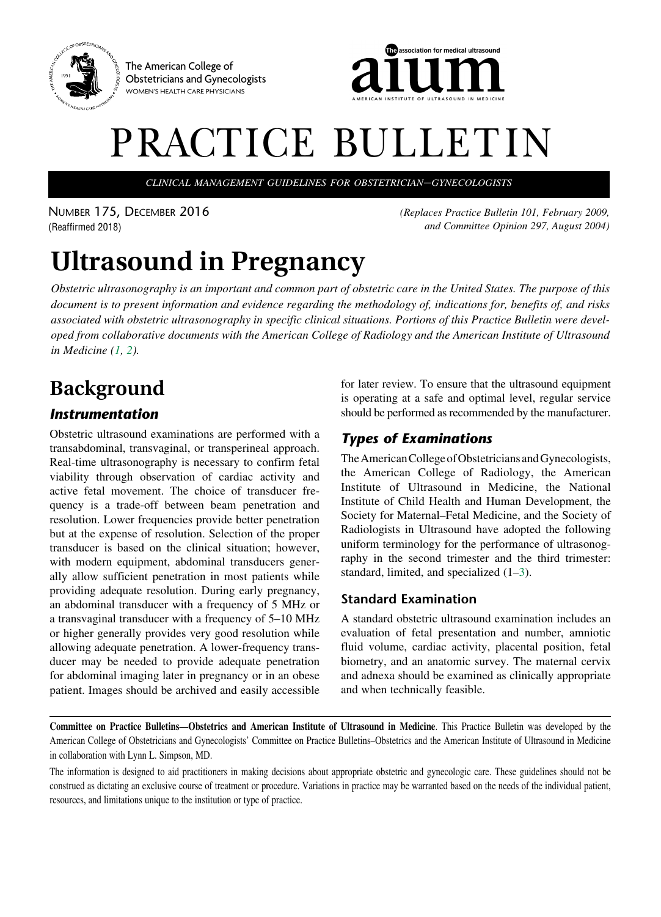The American College of Obstetricians and Gynecologists
WOMEN'S HEALTH CARE PHYSICIANS

The association for medical ultrasound
aium
AMERICAN INSTITUTE OF ULTRASOUND IN MEDICINE

# PRACTICE BULLETIN

*CLINICAL MANAGEMENT GUIDELINES FOR OBSTETRICIAN–GYNECOLOGISTS*

NUMBER 175, DECEMBER 2016
(Reaffirmed 2018)

*(Replaces Practice Bulletin 101, February 2009, and Committee Opinion 297, August 2004)*

# Ultrasound in Pregnancy

*Obstetric ultrasonography is an important and common part of obstetric care in the United States. The purpose of this document is to present information and evidence regarding the methodology of, indications for, benefits of, and risks associated with obstetric ultrasonography in specific clinical situations. Portions of this Practice Bulletin were developed from collaborative documents with the American College of Radiology and the American Institute of Ultrasound in Medicine (1, 2).*

## Background

### Instrumentation

Obstetric ultrasound examinations are performed with a transabdominal, transvaginal, or transperineal approach. Real-time ultrasonography is necessary to confirm fetal viability through observation of cardiac activity and active fetal movement. The choice of transducer frequency is a trade-off between beam penetration and resolution. Lower frequencies provide better penetration but at the expense of resolution. Selection of the proper transducer is based on the clinical situation; however, with modern equipment, abdominal transducers generally allow sufficient penetration in most patients while providing adequate resolution. During early pregnancy, an abdominal transducer with a frequency of 5 MHz or a transvaginal transducer with a frequency of 5–10 MHz or higher generally provides very good resolution while allowing adequate penetration. A lower-frequency transducer may be needed to provide adequate penetration for abdominal imaging later in pregnancy or in an obese patient. Images should be archived and easily accessible for later review. To ensure that the ultrasound equipment is operating at a safe and optimal level, regular service should be performed as recommended by the manufacturer.

### Types of Examinations

The American College of Obstetricians and Gynecologists, the American College of Radiology, the American Institute of Ultrasound in Medicine, the National Institute of Child Health and Human Development, the Society for Maternal–Fetal Medicine, and the Society of Radiologists in Ultrasound have adopted the following uniform terminology for the performance of ultrasonography in the second trimester and the third trimester: standard, limited, and specialized (1–3).

#### Standard Examination

A standard obstetric ultrasound examination includes an evaluation of fetal presentation and number, amniotic fluid volume, cardiac activity, placental position, fetal biometry, and an anatomic survey. The maternal cervix and adnexa should be examined as clinically appropriate and when technically feasible.

---

**Committee on Practice Bulletins—Obstetrics and American Institute of Ultrasound in Medicine**. This Practice Bulletin was developed by the American College of Obstetricians and Gynecologists' Committee on Practice Bulletins–Obstetrics and the American Institute of Ultrasound in Medicine in collaboration with Lynn L. Simpson, MD.

The information is designed to aid practitioners in making decisions about appropriate obstetric and gynecologic care. These guidelines should not be construed as dictating an exclusive course of treatment or procedure. Variations in practice may be warranted based on the needs of the individual patient, resources, and limitations unique to the institution or type of practice.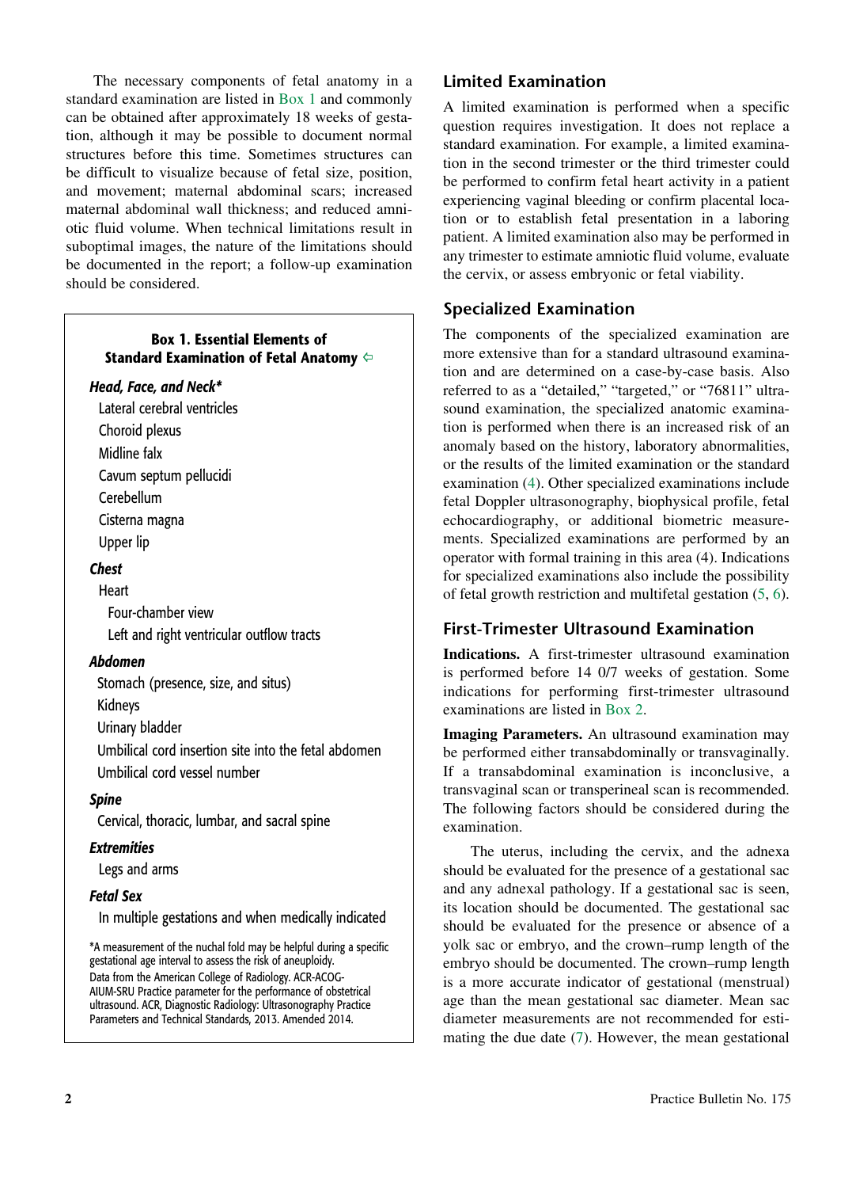The necessary components of fetal anatomy in a standard examination are listed in Box 1 and commonly can be obtained after approximately 18 weeks of gestation, although it may be possible to document normal structures before this time. Sometimes structures can be difficult to visualize because of fetal size, position, and movement; maternal abdominal scars; increased maternal abdominal wall thickness; and reduced amniotic fluid volume. When technical limitations result in suboptimal images, the nature of the limitations should be documented in the report; a follow-up examination should be considered.

**Box 1. Essential Elements of Standard Examination of Fetal Anatomy**

***Head, Face, and Neck****

- Lateral cerebral ventricles
- Choroid plexus
- Midline falx
- Cavum septum pellucidi
- Cerebellum
- Cisterna magna
- Upper lip

***Chest***

- Heart
  - Four-chamber view
  - Left and right ventricular outflow tracts

***Abdomen***

- Stomach (presence, size, and situs)
- Kidneys
- Urinary bladder
- Umbilical cord insertion site into the fetal abdomen
- Umbilical cord vessel number

***Spine***

- Cervical, thoracic, lumbar, and sacral spine

***Extremities***

- Legs and arms

***Fetal Sex***

- In multiple gestations and when medically indicated

*A measurement of the nuchal fold may be helpful during a specific gestational age interval to assess the risk of aneuploidy.

Data from the American College of Radiology. ACR-ACOG-AIUM-SRU Practice parameter for the performance of obstetrical ultrasound. ACR, Diagnostic Radiology: Ultrasonography Practice Parameters and Technical Standards, 2013. Amended 2014.

## Limited Examination

A limited examination is performed when a specific question requires investigation. It does not replace a standard examination. For example, a limited examination in the second trimester or the third trimester could be performed to confirm fetal heart activity in a patient experiencing vaginal bleeding or confirm placental location or to establish fetal presentation in a laboring patient. A limited examination also may be performed in any trimester to estimate amniotic fluid volume, evaluate the cervix, or assess embryonic or fetal viability.

## Specialized Examination

The components of the specialized examination are more extensive than for a standard ultrasound examination and are determined on a case-by-case basis. Also referred to as a "detailed," "targeted," or "76811" ultrasound examination, the specialized anatomic examination is performed when there is an increased risk of an anomaly based on the history, laboratory abnormalities, or the results of the limited examination or the standard examination (4). Other specialized examinations include fetal Doppler ultrasonography, biophysical profile, fetal echocardiography, or additional biometric measurements. Specialized examinations are performed by an operator with formal training in this area (4). Indications for specialized examinations also include the possibility of fetal growth restriction and multifetal gestation (5, 6).

## First-Trimester Ultrasound Examination

**Indications.** A first-trimester ultrasound examination is performed before 14 0/7 weeks of gestation. Some indications for performing first-trimester ultrasound examinations are listed in Box 2.

**Imaging Parameters.** An ultrasound examination may be performed either transabdominally or transvaginally. If a transabdominal examination is inconclusive, a transvaginal scan or transperineal scan is recommended. The following factors should be considered during the examination.

The uterus, including the cervix, and the adnexa should be evaluated for the presence of a gestational sac and any adnexal pathology. If a gestational sac is seen, its location should be documented. The gestational sac should be evaluated for the presence or absence of a yolk sac or embryo, and the crown–rump length of the embryo should be documented. The crown–rump length is a more accurate indicator of gestational (menstrual) age than the mean gestational sac diameter. Mean sac diameter measurements are not recommended for estimating the due date (7). However, the mean gestational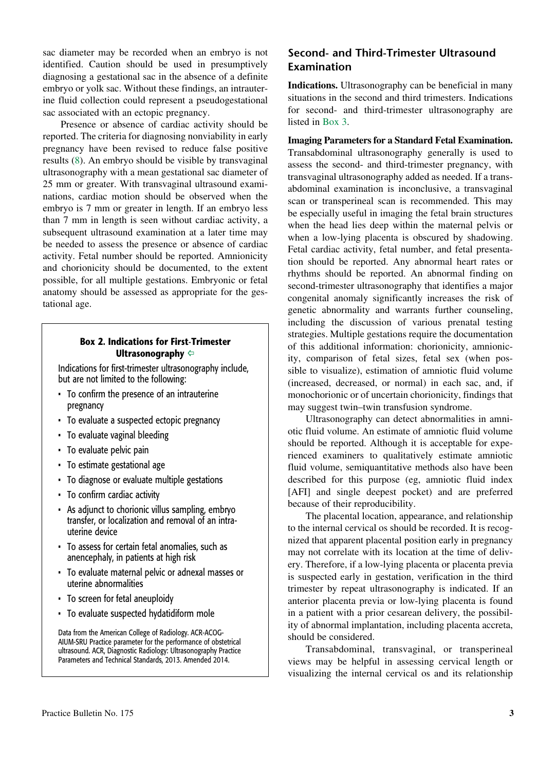sac diameter may be recorded when an embryo is not identified. Caution should be used in presumptively diagnosing a gestational sac in the absence of a definite embryo or yolk sac. Without these findings, an intrauterine fluid collection could represent a pseudogestational sac associated with an ectopic pregnancy.

Presence or absence of cardiac activity should be reported. The criteria for diagnosing nonviability in early pregnancy have been revised to reduce false positive results (8). An embryo should be visible by transvaginal ultrasonography with a mean gestational sac diameter of 25 mm or greater. With transvaginal ultrasound examinations, cardiac motion should be observed when the embryo is 7 mm or greater in length. If an embryo less than 7 mm in length is seen without cardiac activity, a subsequent ultrasound examination at a later time may be needed to assess the presence or absence of cardiac activity. Fetal number should be reported. Amnionicity and chorionicity should be documented, to the extent possible, for all multiple gestations. Embryonic or fetal anatomy should be assessed as appropriate for the gestational age.

**Box 2. Indications for First-Trimester Ultrasonography** ⇦

Indications for first-trimester ultrasonography include, but are not limited to the following:

- To confirm the presence of an intrauterine pregnancy
- To evaluate a suspected ectopic pregnancy
- To evaluate vaginal bleeding
- To evaluate pelvic pain
- To estimate gestational age
- To diagnose or evaluate multiple gestations
- To confirm cardiac activity
- As adjunct to chorionic villus sampling, embryo transfer, or localization and removal of an intrauterine device
- To assess for certain fetal anomalies, such as anencephaly, in patients at high risk
- To evaluate maternal pelvic or adnexal masses or uterine abnormalities
- To screen for fetal aneuploidy
- To evaluate suspected hydatidiform mole

Data from the American College of Radiology. ACR-ACOG-AIUM-SRU Practice parameter for the performance of obstetrical ultrasound. ACR, Diagnostic Radiology: Ultrasonography Practice Parameters and Technical Standards, 2013. Amended 2014.

## Second- and Third-Trimester Ultrasound Examination

**Indications.** Ultrasonography can be beneficial in many situations in the second and third trimesters. Indications for second- and third-trimester ultrasonography are listed in Box 3.

**Imaging Parameters for a Standard Fetal Examination.** Transabdominal ultrasonography generally is used to assess the second- and third-trimester pregnancy, with transvaginal ultrasonography added as needed. If a transabdominal examination is inconclusive, a transvaginal scan or transperineal scan is recommended. This may be especially useful in imaging the fetal brain structures when the head lies deep within the maternal pelvis or when a low-lying placenta is obscured by shadowing. Fetal cardiac activity, fetal number, and fetal presentation should be reported. Any abnormal heart rates or rhythms should be reported. An abnormal finding on second-trimester ultrasonography that identifies a major congenital anomaly significantly increases the risk of genetic abnormality and warrants further counseling, including the discussion of various prenatal testing strategies. Multiple gestations require the documentation of this additional information: chorionicity, amnionicity, comparison of fetal sizes, fetal sex (when possible to visualize), estimation of amniotic fluid volume (increased, decreased, or normal) in each sac, and, if monochorionic or of uncertain chorionicity, findings that may suggest twin–twin transfusion syndrome.

Ultrasonography can detect abnormalities in amniotic fluid volume. An estimate of amniotic fluid volume should be reported. Although it is acceptable for experienced examiners to qualitatively estimate amniotic fluid volume, semiquantitative methods also have been described for this purpose (eg, amniotic fluid index [AFI] and single deepest pocket) and are preferred because of their reproducibility.

The placental location, appearance, and relationship to the internal cervical os should be recorded. It is recognized that apparent placental position early in pregnancy may not correlate with its location at the time of delivery. Therefore, if a low-lying placenta or placenta previa is suspected early in gestation, verification in the third trimester by repeat ultrasonography is indicated. If an anterior placenta previa or low-lying placenta is found in a patient with a prior cesarean delivery, the possibility of abnormal implantation, including placenta accreta, should be considered.

Transabdominal, transvaginal, or transperineal views may be helpful in assessing cervical length or visualizing the internal cervical os and its relationship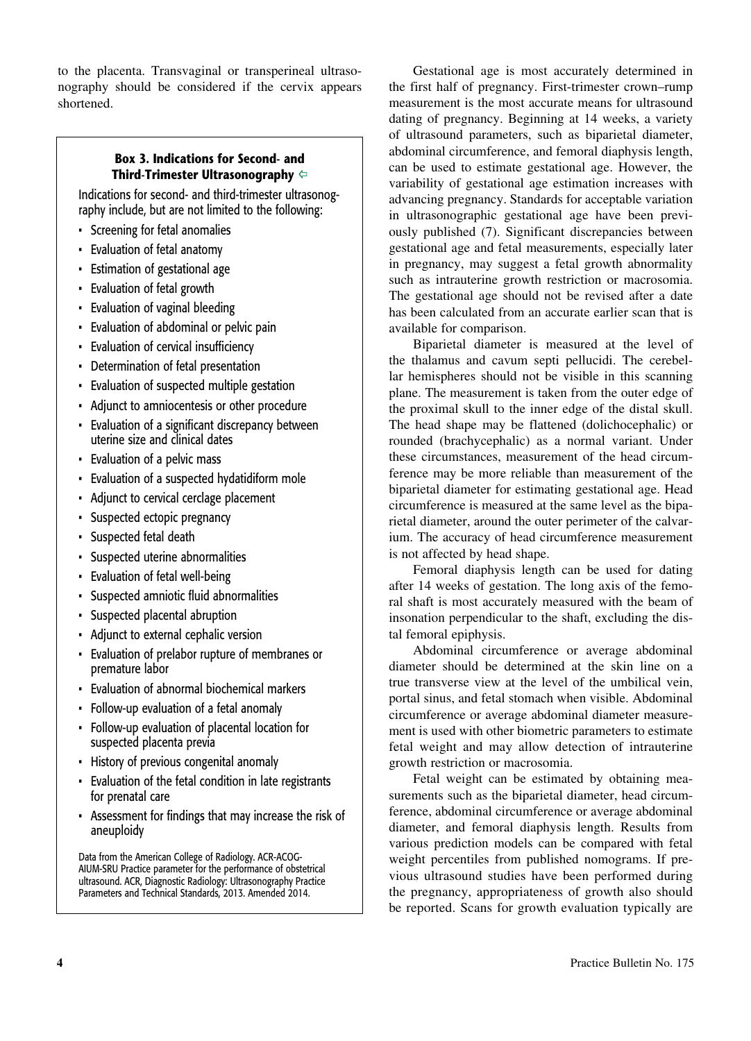to the placenta. Transvaginal or transperineal ultrasonography should be considered if the cervix appears shortened.

### Box 3. Indications for Second- and Third-Trimester Ultrasonography ⇦

Indications for second- and third-trimester ultrasonography include, but are not limited to the following:

- Screening for fetal anomalies
- Evaluation of fetal anatomy
- Estimation of gestational age
- Evaluation of fetal growth
- Evaluation of vaginal bleeding
- Evaluation of abdominal or pelvic pain
- Evaluation of cervical insufficiency
- Determination of fetal presentation
- Evaluation of suspected multiple gestation
- Adjunct to amniocentesis or other procedure
- Evaluation of a significant discrepancy between uterine size and clinical dates
- Evaluation of a pelvic mass
- Evaluation of a suspected hydatidiform mole
- Adjunct to cervical cerclage placement
- Suspected ectopic pregnancy
- Suspected fetal death
- Suspected uterine abnormalities
- Evaluation of fetal well-being
- Suspected amniotic fluid abnormalities
- Suspected placental abruption
- Adjunct to external cephalic version
- Evaluation of prelabor rupture of membranes or premature labor
- Evaluation of abnormal biochemical markers
- Follow-up evaluation of a fetal anomaly
- Follow-up evaluation of placental location for suspected placenta previa
- History of previous congenital anomaly
- Evaluation of the fetal condition in late registrants for prenatal care
- Assessment for findings that may increase the risk of aneuploidy

Data from the American College of Radiology. ACR-ACOG-AIUM-SRU Practice parameter for the performance of obstetrical ultrasound. ACR, Diagnostic Radiology: Ultrasonography Practice Parameters and Technical Standards, 2013. Amended 2014.

Gestational age is most accurately determined in the first half of pregnancy. First-trimester crown–rump measurement is the most accurate means for ultrasound dating of pregnancy. Beginning at 14 weeks, a variety of ultrasound parameters, such as biparietal diameter, abdominal circumference, and femoral diaphysis length, can be used to estimate gestational age. However, the variability of gestational age estimation increases with advancing pregnancy. Standards for acceptable variation in ultrasonographic gestational age have been previously published (7). Significant discrepancies between gestational age and fetal measurements, especially later in pregnancy, may suggest a fetal growth abnormality such as intrauterine growth restriction or macrosomia. The gestational age should not be revised after a date has been calculated from an accurate earlier scan that is available for comparison.

Biparietal diameter is measured at the level of the thalamus and cavum septi pellucidi. The cerebellar hemispheres should not be visible in this scanning plane. The measurement is taken from the outer edge of the proximal skull to the inner edge of the distal skull. The head shape may be flattened (dolichocephalic) or rounded (brachycephalic) as a normal variant. Under these circumstances, measurement of the head circumference may be more reliable than measurement of the biparietal diameter for estimating gestational age. Head circumference is measured at the same level as the biparietal diameter, around the outer perimeter of the calvarium. The accuracy of head circumference measurement is not affected by head shape.

Femoral diaphysis length can be used for dating after 14 weeks of gestation. The long axis of the femoral shaft is most accurately measured with the beam of insonation perpendicular to the shaft, excluding the distal femoral epiphysis.

Abdominal circumference or average abdominal diameter should be determined at the skin line on a true transverse view at the level of the umbilical vein, portal sinus, and fetal stomach when visible. Abdominal circumference or average abdominal diameter measurement is used with other biometric parameters to estimate fetal weight and may allow detection of intrauterine growth restriction or macrosomia.

Fetal weight can be estimated by obtaining measurements such as the biparietal diameter, head circumference, abdominal circumference or average abdominal diameter, and femoral diaphysis length. Results from various prediction models can be compared with fetal weight percentiles from published nomograms. If previous ultrasound studies have been performed during the pregnancy, appropriateness of growth also should be reported. Scans for growth evaluation typically are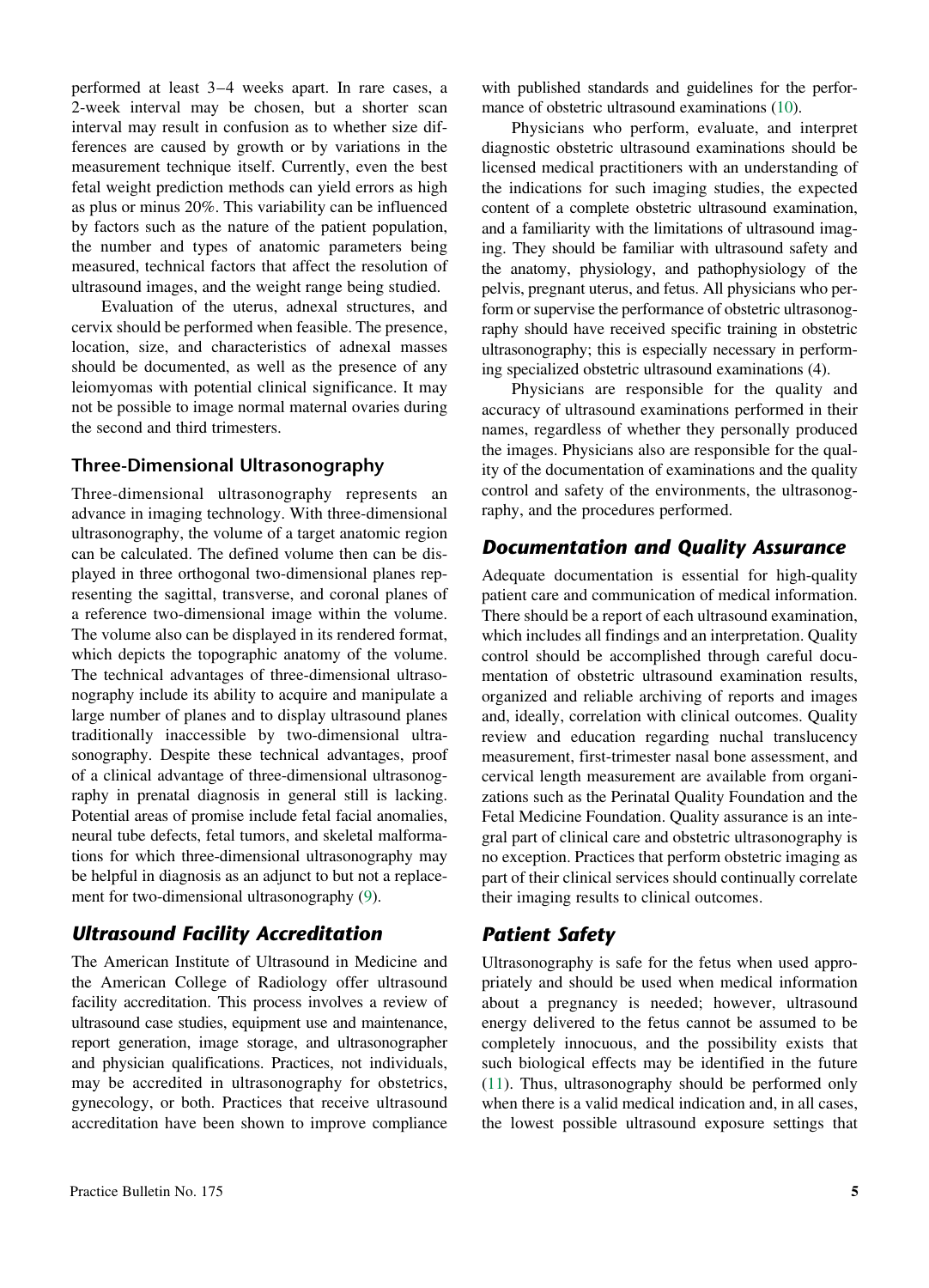performed at least 3–4 weeks apart. In rare cases, a 2-week interval may be chosen, but a shorter scan interval may result in confusion as to whether size differences are caused by growth or by variations in the measurement technique itself. Currently, even the best fetal weight prediction methods can yield errors as high as plus or minus 20%. This variability can be influenced by factors such as the nature of the patient population, the number and types of anatomic parameters being measured, technical factors that affect the resolution of ultrasound images, and the weight range being studied.

Evaluation of the uterus, adnexal structures, and cervix should be performed when feasible. The presence, location, size, and characteristics of adnexal masses should be documented, as well as the presence of any leiomyomas with potential clinical significance. It may not be possible to image normal maternal ovaries during the second and third trimesters.

### Three-Dimensional Ultrasonography

Three-dimensional ultrasonography represents an advance in imaging technology. With three-dimensional ultrasonography, the volume of a target anatomic region can be calculated. The defined volume then can be displayed in three orthogonal two-dimensional planes representing the sagittal, transverse, and coronal planes of a reference two-dimensional image within the volume. The volume also can be displayed in its rendered format, which depicts the topographic anatomy of the volume. The technical advantages of three-dimensional ultrasonography include its ability to acquire and manipulate a large number of planes and to display ultrasound planes traditionally inaccessible by two-dimensional ultrasonography. Despite these technical advantages, proof of a clinical advantage of three-dimensional ultrasonography in prenatal diagnosis in general still is lacking. Potential areas of promise include fetal facial anomalies, neural tube defects, fetal tumors, and skeletal malformations for which three-dimensional ultrasonography may be helpful in diagnosis as an adjunct to but not a replacement for two-dimensional ultrasonography (9).

## *Ultrasound Facility Accreditation*

The American Institute of Ultrasound in Medicine and the American College of Radiology offer ultrasound facility accreditation. This process involves a review of ultrasound case studies, equipment use and maintenance, report generation, image storage, and ultrasonographer and physician qualifications. Practices, not individuals, may be accredited in ultrasonography for obstetrics, gynecology, or both. Practices that receive ultrasound accreditation have been shown to improve compliance with published standards and guidelines for the performance of obstetric ultrasound examinations (10).

Physicians who perform, evaluate, and interpret diagnostic obstetric ultrasound examinations should be licensed medical practitioners with an understanding of the indications for such imaging studies, the expected content of a complete obstetric ultrasound examination, and a familiarity with the limitations of ultrasound imaging. They should be familiar with ultrasound safety and the anatomy, physiology, and pathophysiology of the pelvis, pregnant uterus, and fetus. All physicians who perform or supervise the performance of obstetric ultrasonography should have received specific training in obstetric ultrasonography; this is especially necessary in performing specialized obstetric ultrasound examinations (4).

Physicians are responsible for the quality and accuracy of ultrasound examinations performed in their names, regardless of whether they personally produced the images. Physicians also are responsible for the quality of the documentation of examinations and the quality control and safety of the environments, the ultrasonography, and the procedures performed.

## *Documentation and Quality Assurance*

Adequate documentation is essential for high-quality patient care and communication of medical information. There should be a report of each ultrasound examination, which includes all findings and an interpretation. Quality control should be accomplished through careful documentation of obstetric ultrasound examination results, organized and reliable archiving of reports and images and, ideally, correlation with clinical outcomes. Quality review and education regarding nuchal translucency measurement, first-trimester nasal bone assessment, and cervical length measurement are available from organizations such as the Perinatal Quality Foundation and the Fetal Medicine Foundation. Quality assurance is an integral part of clinical care and obstetric ultrasonography is no exception. Practices that perform obstetric imaging as part of their clinical services should continually correlate their imaging results to clinical outcomes.

## *Patient Safety*

Ultrasonography is safe for the fetus when used appropriately and should be used when medical information about a pregnancy is needed; however, ultrasound energy delivered to the fetus cannot be assumed to be completely innocuous, and the possibility exists that such biological effects may be identified in the future (11). Thus, ultrasonography should be performed only when there is a valid medical indication and, in all cases, the lowest possible ultrasound exposure settings that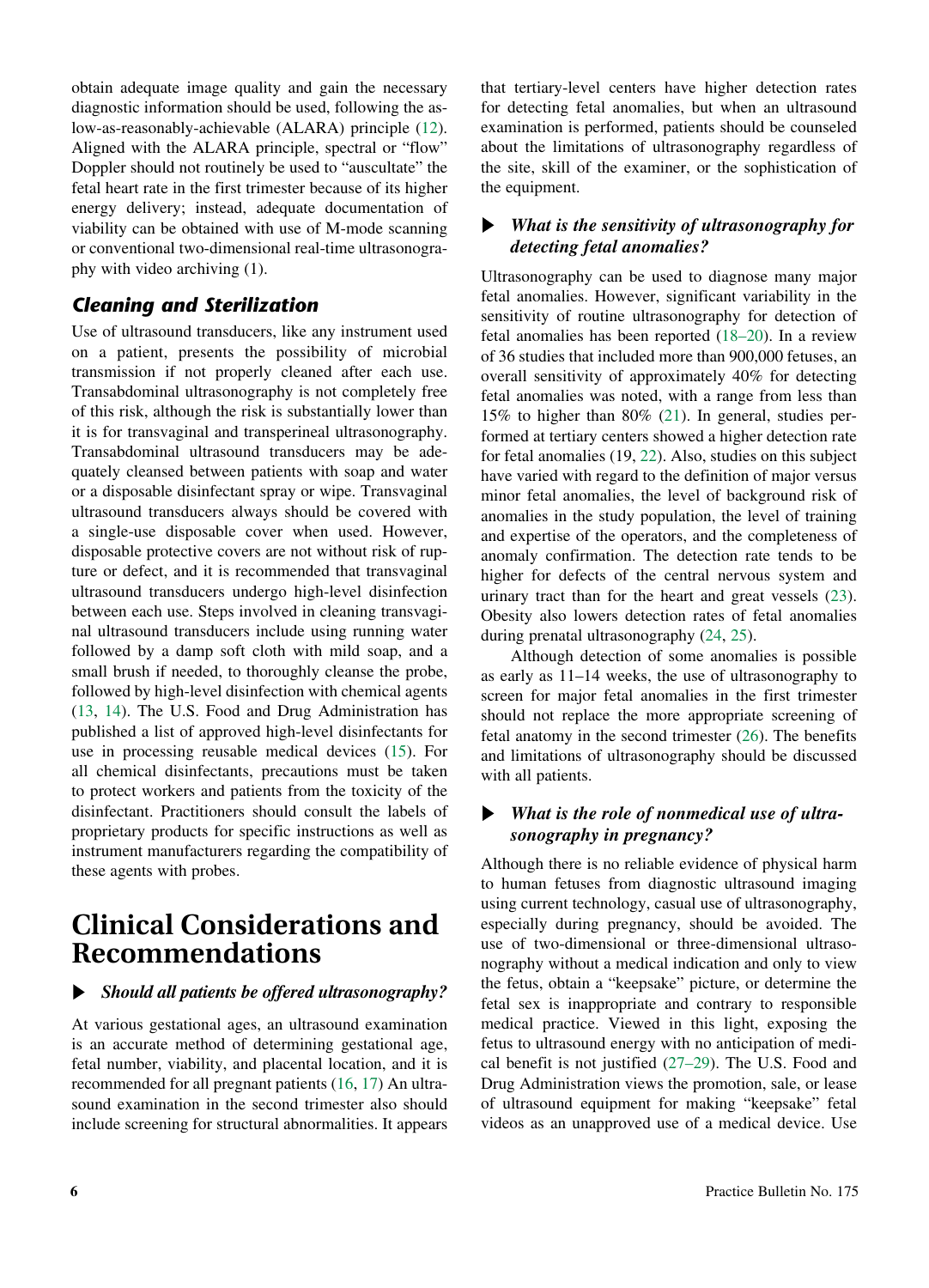obtain adequate image quality and gain the necessary diagnostic information should be used, following the as-low-as-reasonably-achievable (ALARA) principle (12). Aligned with the ALARA principle, spectral or "flow" Doppler should not routinely be used to "auscultate" the fetal heart rate in the first trimester because of its higher energy delivery; instead, adequate documentation of viability can be obtained with use of M-mode scanning or conventional two-dimensional real-time ultrasonography with video archiving (1).

### Cleaning and Sterilization

Use of ultrasound transducers, like any instrument used on a patient, presents the possibility of microbial transmission if not properly cleaned after each use. Transabdominal ultrasonography is not completely free of this risk, although the risk is substantially lower than it is for transvaginal and transperineal ultrasonography. Transabdominal ultrasound transducers may be adequately cleansed between patients with soap and water or a disposable disinfectant spray or wipe. Transvaginal ultrasound transducers always should be covered with a single-use disposable cover when used. However, disposable protective covers are not without risk of rupture or defect, and it is recommended that transvaginal ultrasound transducers undergo high-level disinfection between each use. Steps involved in cleaning transvaginal ultrasound transducers include using running water followed by a damp soft cloth with mild soap, and a small brush if needed, to thoroughly cleanse the probe, followed by high-level disinfection with chemical agents (13, 14). The U.S. Food and Drug Administration has published a list of approved high-level disinfectants for use in processing reusable medical devices (15). For all chemical disinfectants, precautions must be taken to protect workers and patients from the toxicity of the disinfectant. Practitioners should consult the labels of proprietary products for specific instructions as well as instrument manufacturers regarding the compatibility of these agents with probes.

# Clinical Considerations and Recommendations

### *Should all patients be offered ultrasonography?*

At various gestational ages, an ultrasound examination is an accurate method of determining gestational age, fetal number, viability, and placental location, and it is recommended for all pregnant patients (16, 17) An ultrasound examination in the second trimester also should include screening for structural abnormalities. It appears that tertiary-level centers have higher detection rates for detecting fetal anomalies, but when an ultrasound examination is performed, patients should be counseled about the limitations of ultrasonography regardless of the site, skill of the examiner, or the sophistication of the equipment.

### *What is the sensitivity of ultrasonography for detecting fetal anomalies?*

Ultrasonography can be used to diagnose many major fetal anomalies. However, significant variability in the sensitivity of routine ultrasonography for detection of fetal anomalies has been reported (18–20). In a review of 36 studies that included more than 900,000 fetuses, an overall sensitivity of approximately 40% for detecting fetal anomalies was noted, with a range from less than 15% to higher than 80% (21). In general, studies performed at tertiary centers showed a higher detection rate for fetal anomalies (19, 22). Also, studies on this subject have varied with regard to the definition of major versus minor fetal anomalies, the level of background risk of anomalies in the study population, the level of training and expertise of the operators, and the completeness of anomaly confirmation. The detection rate tends to be higher for defects of the central nervous system and urinary tract than for the heart and great vessels (23). Obesity also lowers detection rates of fetal anomalies during prenatal ultrasonography (24, 25).

Although detection of some anomalies is possible as early as 11–14 weeks, the use of ultrasonography to screen for major fetal anomalies in the first trimester should not replace the more appropriate screening of fetal anatomy in the second trimester (26). The benefits and limitations of ultrasonography should be discussed with all patients.

### *What is the role of nonmedical use of ultrasonography in pregnancy?*

Although there is no reliable evidence of physical harm to human fetuses from diagnostic ultrasound imaging using current technology, casual use of ultrasonography, especially during pregnancy, should be avoided. The use of two-dimensional or three-dimensional ultrasonography without a medical indication and only to view the fetus, obtain a "keepsake" picture, or determine the fetal sex is inappropriate and contrary to responsible medical practice. Viewed in this light, exposing the fetus to ultrasound energy with no anticipation of medical benefit is not justified (27–29). The U.S. Food and Drug Administration views the promotion, sale, or lease of ultrasound equipment for making "keepsake" fetal videos as an unapproved use of a medical device. Use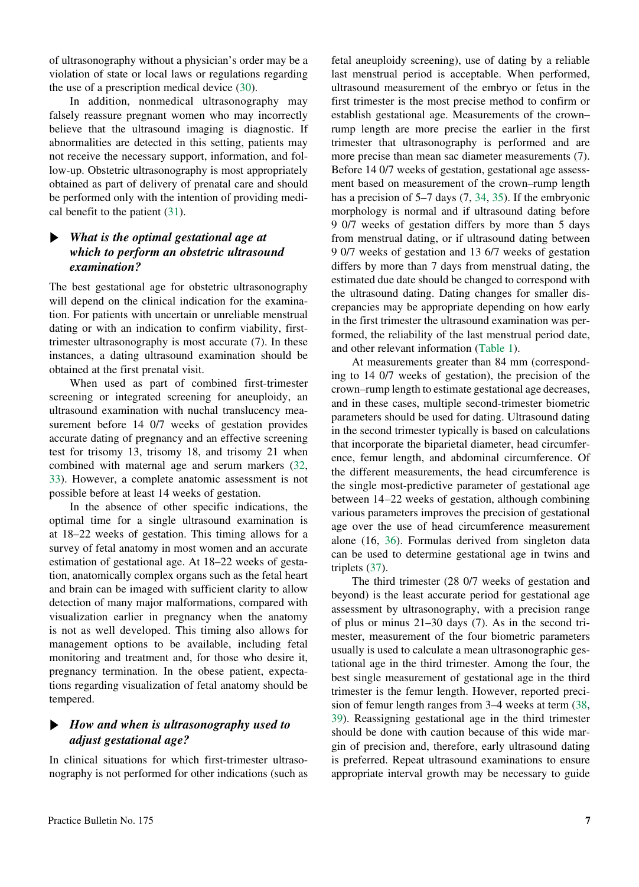of ultrasonography without a physician's order may be a violation of state or local laws or regulations regarding the use of a prescription medical device (30).

In addition, nonmedical ultrasonography may falsely reassure pregnant women who may incorrectly believe that the ultrasound imaging is diagnostic. If abnormalities are detected in this setting, patients may not receive the necessary support, information, and follow-up. Obstetric ultrasonography is most appropriately obtained as part of delivery of prenatal care and should be performed only with the intention of providing medical benefit to the patient (31).

### ▶ *What is the optimal gestational age at which to perform an obstetric ultrasound examination?*

The best gestational age for obstetric ultrasonography will depend on the clinical indication for the examination. For patients with uncertain or unreliable menstrual dating or with an indication to confirm viability, first-trimester ultrasonography is most accurate (7). In these instances, a dating ultrasound examination should be obtained at the first prenatal visit.

When used as part of combined first-trimester screening or integrated screening for aneuploidy, an ultrasound examination with nuchal translucency measurement before 14 0/7 weeks of gestation provides accurate dating of pregnancy and an effective screening test for trisomy 13, trisomy 18, and trisomy 21 when combined with maternal age and serum markers (32, 33). However, a complete anatomic assessment is not possible before at least 14 weeks of gestation.

In the absence of other specific indications, the optimal time for a single ultrasound examination is at 18–22 weeks of gestation. This timing allows for a survey of fetal anatomy in most women and an accurate estimation of gestational age. At 18–22 weeks of gestation, anatomically complex organs such as the fetal heart and brain can be imaged with sufficient clarity to allow detection of many major malformations, compared with visualization earlier in pregnancy when the anatomy is not as well developed. This timing also allows for management options to be available, including fetal monitoring and treatment and, for those who desire it, pregnancy termination. In the obese patient, expectations regarding visualization of fetal anatomy should be tempered.

### ▶ *How and when is ultrasonography used to adjust gestational age?*

In clinical situations for which first-trimester ultrasonography is not performed for other indications (such as fetal aneuploidy screening), use of dating by a reliable last menstrual period is acceptable. When performed, ultrasound measurement of the embryo or fetus in the first trimester is the most precise method to confirm or establish gestational age. Measurements of the crown–rump length are more precise the earlier in the first trimester that ultrasonography is performed and are more precise than mean sac diameter measurements (7). Before 14 0/7 weeks of gestation, gestational age assessment based on measurement of the crown–rump length has a precision of 5–7 days (7, 34, 35). If the embryonic morphology is normal and if ultrasound dating before 9 0/7 weeks of gestation differs by more than 5 days from menstrual dating, or if ultrasound dating between 9 0/7 weeks of gestation and 13 6/7 weeks of gestation differs by more than 7 days from menstrual dating, the estimated due date should be changed to correspond with the ultrasound dating. Dating changes for smaller discrepancies may be appropriate depending on how early in the first trimester the ultrasound examination was performed, the reliability of the last menstrual period date, and other relevant information (Table 1).

At measurements greater than 84 mm (corresponding to 14 0/7 weeks of gestation), the precision of the crown–rump length to estimate gestational age decreases, and in these cases, multiple second-trimester biometric parameters should be used for dating. Ultrasound dating in the second trimester typically is based on calculations that incorporate the biparietal diameter, head circumference, femur length, and abdominal circumference. Of the different measurements, the head circumference is the single most-predictive parameter of gestational age between 14–22 weeks of gestation, although combining various parameters improves the precision of gestational age over the use of head circumference measurement alone (16, 36). Formulas derived from singleton data can be used to determine gestational age in twins and triplets (37).

The third trimester (28 0/7 weeks of gestation and beyond) is the least accurate period for gestational age assessment by ultrasonography, with a precision range of plus or minus 21–30 days (7). As in the second trimester, measurement of the four biometric parameters usually is used to calculate a mean ultrasonographic gestational age in the third trimester. Among the four, the best single measurement of gestational age in the third trimester is the femur length. However, reported precision of femur length ranges from 3–4 weeks at term (38, 39). Reassigning gestational age in the third trimester should be done with caution because of this wide margin of precision and, therefore, early ultrasound dating is preferred. Repeat ultrasound examinations to ensure appropriate interval growth may be necessary to guide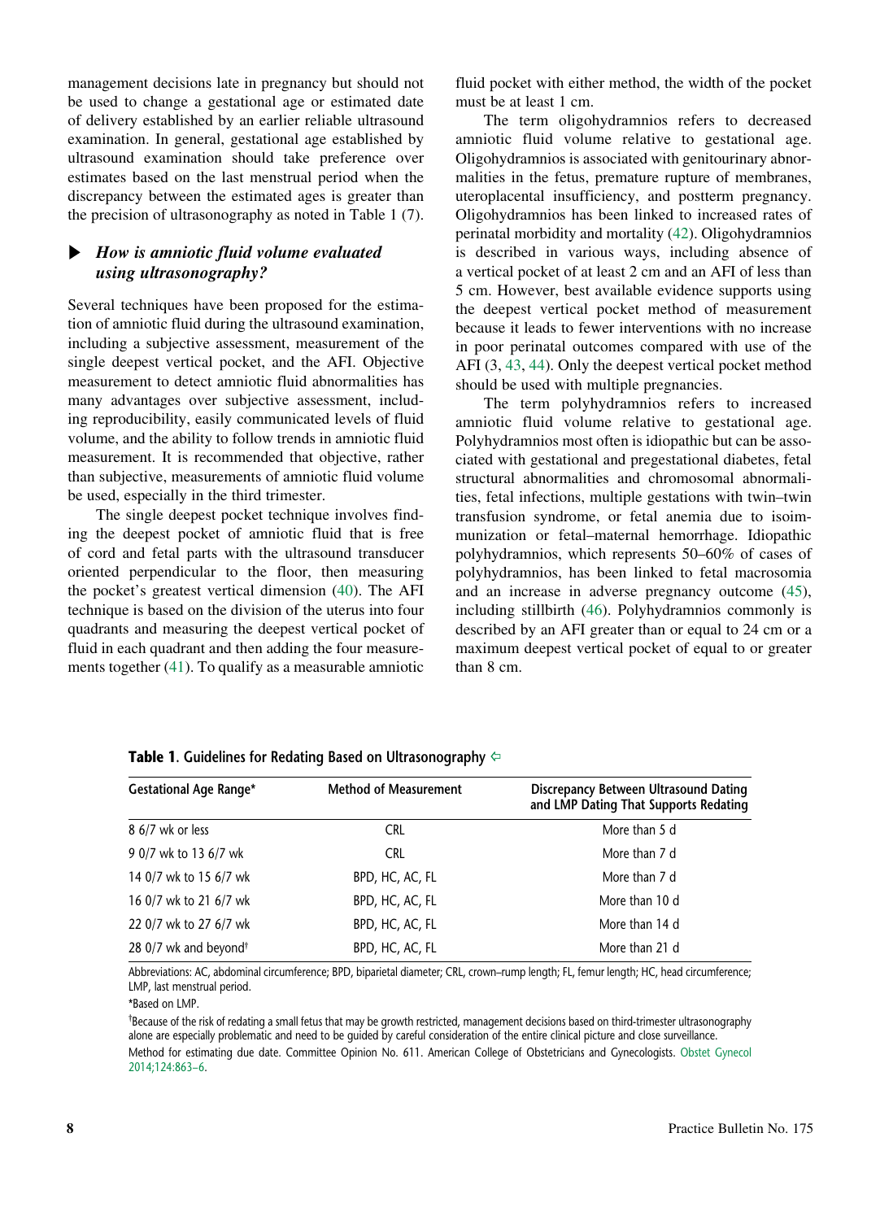management decisions late in pregnancy but should not be used to change a gestational age or estimated date of delivery established by an earlier reliable ultrasound examination. In general, gestational age established by ultrasound examination should take preference over estimates based on the last menstrual period when the discrepancy between the estimated ages is greater than the precision of ultrasonography as noted in Table 1 (7).

### ▶ *How is amniotic fluid volume evaluated using ultrasonography?*

Several techniques have been proposed for the estimation of amniotic fluid during the ultrasound examination, including a subjective assessment, measurement of the single deepest vertical pocket, and the AFI. Objective measurement to detect amniotic fluid abnormalities has many advantages over subjective assessment, including reproducibility, easily communicated levels of fluid volume, and the ability to follow trends in amniotic fluid measurement. It is recommended that objective, rather than subjective, measurements of amniotic fluid volume be used, especially in the third trimester.

The single deepest pocket technique involves finding the deepest pocket of amniotic fluid that is free of cord and fetal parts with the ultrasound transducer oriented perpendicular to the floor, then measuring the pocket's greatest vertical dimension (40). The AFI technique is based on the division of the uterus into four quadrants and measuring the deepest vertical pocket of fluid in each quadrant and then adding the four measurements together (41). To qualify as a measurable amniotic fluid pocket with either method, the width of the pocket must be at least 1 cm.

The term oligohydramnios refers to decreased amniotic fluid volume relative to gestational age. Oligohydramnios is associated with genitourinary abnormalities in the fetus, premature rupture of membranes, uteroplacental insufficiency, and postterm pregnancy. Oligohydramnios has been linked to increased rates of perinatal morbidity and mortality (42). Oligohydramnios is described in various ways, including absence of a vertical pocket of at least 2 cm and an AFI of less than 5 cm. However, best available evidence supports using the deepest vertical pocket method of measurement because it leads to fewer interventions with no increase in poor perinatal outcomes compared with use of the AFI (3, 43, 44). Only the deepest vertical pocket method should be used with multiple pregnancies.

The term polyhydramnios refers to increased amniotic fluid volume relative to gestational age. Polyhydramnios most often is idiopathic but can be associated with gestational and pregestational diabetes, fetal structural abnormalities and chromosomal abnormalities, fetal infections, multiple gestations with twin–twin transfusion syndrome, or fetal anemia due to isoimmunization or fetal–maternal hemorrhage. Idiopathic polyhydramnios, which represents 50–60% of cases of polyhydramnios, has been linked to fetal macrosomia and an increase in adverse pregnancy outcome (45), including stillbirth (46). Polyhydramnios commonly is described by an AFI greater than or equal to 24 cm or a maximum deepest vertical pocket of equal to or greater than 8 cm.

**Table 1.** Guidelines for Redating Based on Ultrasonography

| Gestational Age Range* | Method of Measurement | Discrepancy Between Ultrasound Dating and LMP Dating That Supports Redating |
|---|---|---|
| 8 6/7 wk or less | CRL | More than 5 d |
| 9 0/7 wk to 13 6/7 wk | CRL | More than 7 d |
| 14 0/7 wk to 15 6/7 wk | BPD, HC, AC, FL | More than 7 d |
| 16 0/7 wk to 21 6/7 wk | BPD, HC, AC, FL | More than 10 d |
| 22 0/7 wk to 27 6/7 wk | BPD, HC, AC, FL | More than 14 d |
| 28 0/7 wk and beyond† | BPD, HC, AC, FL | More than 21 d |

Abbreviations: AC, abdominal circumference; BPD, biparietal diameter; CRL, crown–rump length; FL, femur length; HC, head circumference; LMP, last menstrual period.

*Based on LMP.

†Because of the risk of redating a small fetus that may be growth restricted, management decisions based on third-trimester ultrasonography alone are especially problematic and need to be guided by careful consideration of the entire clinical picture and close surveillance.

Method for estimating due date. Committee Opinion No. 611. American College of Obstetricians and Gynecologists. Obstet Gynecol 2014;124:863–6.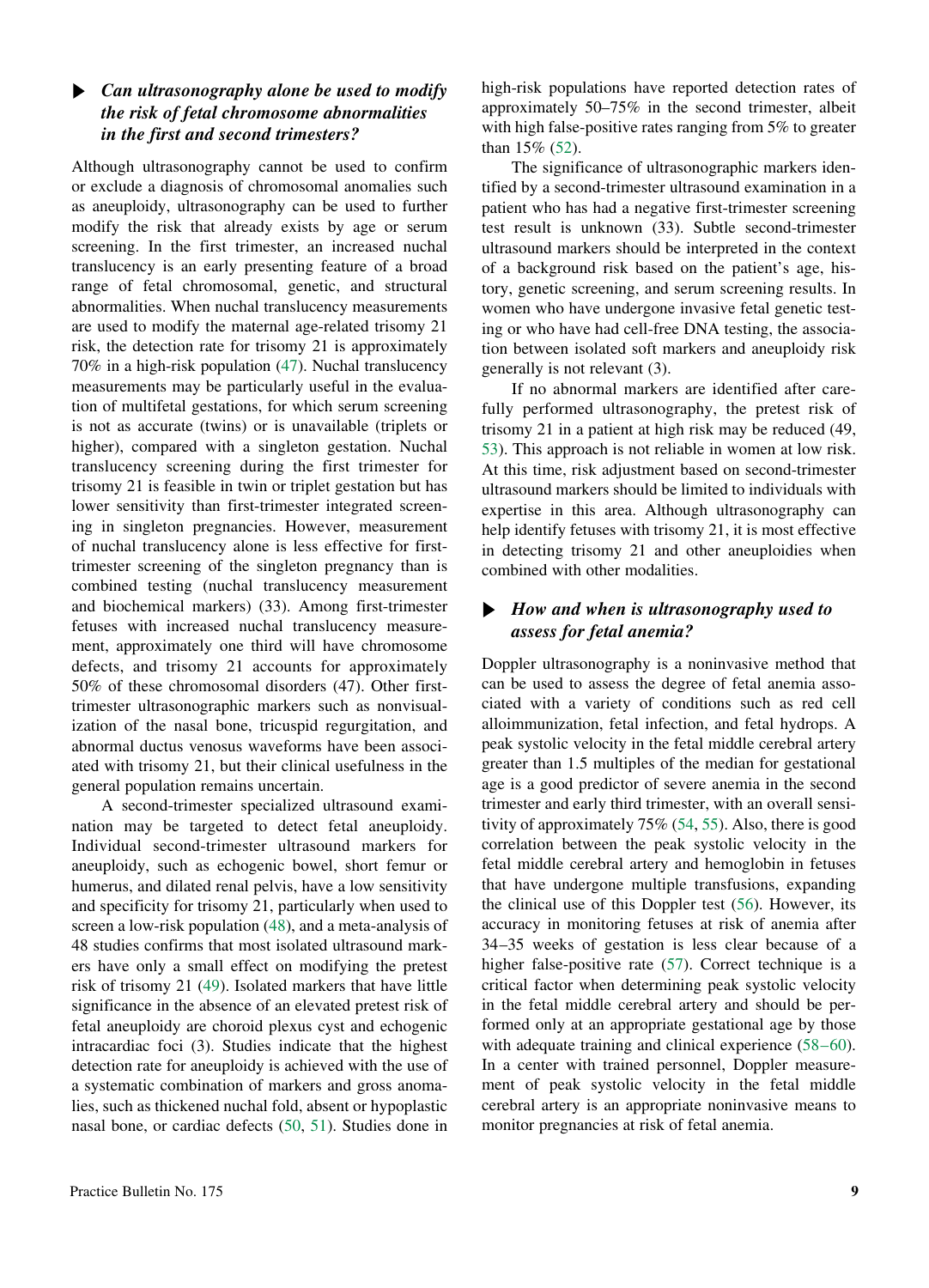### *Can ultrasonography alone be used to modify the risk of fetal chromosome abnormalities in the first and second trimesters?*

Although ultrasonography cannot be used to confirm or exclude a diagnosis of chromosomal anomalies such as aneuploidy, ultrasonography can be used to further modify the risk that already exists by age or serum screening. In the first trimester, an increased nuchal translucency is an early presenting feature of a broad range of fetal chromosomal, genetic, and structural abnormalities. When nuchal translucency measurements are used to modify the maternal age-related trisomy 21 risk, the detection rate for trisomy 21 is approximately 70% in a high-risk population (47). Nuchal translucency measurements may be particularly useful in the evaluation of multifetal gestations, for which serum screening is not as accurate (twins) or is unavailable (triplets or higher), compared with a singleton gestation. Nuchal translucency screening during the first trimester for trisomy 21 is feasible in twin or triplet gestation but has lower sensitivity than first-trimester integrated screening in singleton pregnancies. However, measurement of nuchal translucency alone is less effective for first-trimester screening of the singleton pregnancy than is combined testing (nuchal translucency measurement and biochemical markers) (33). Among first-trimester fetuses with increased nuchal translucency measurement, approximately one third will have chromosome defects, and trisomy 21 accounts for approximately 50% of these chromosomal disorders (47). Other first-trimester ultrasonographic markers such as nonvisualization of the nasal bone, tricuspid regurgitation, and abnormal ductus venosus waveforms have been associated with trisomy 21, but their clinical usefulness in the general population remains uncertain.

A second-trimester specialized ultrasound examination may be targeted to detect fetal aneuploidy. Individual second-trimester ultrasound markers for aneuploidy, such as echogenic bowel, short femur or humerus, and dilated renal pelvis, have a low sensitivity and specificity for trisomy 21, particularly when used to screen a low-risk population (48), and a meta-analysis of 48 studies confirms that most isolated ultrasound markers have only a small effect on modifying the pretest risk of trisomy 21 (49). Isolated markers that have little significance in the absence of an elevated pretest risk of fetal aneuploidy are choroid plexus cyst and echogenic intracardiac foci (3). Studies indicate that the highest detection rate for aneuploidy is achieved with the use of a systematic combination of markers and gross anomalies, such as thickened nuchal fold, absent or hypoplastic nasal bone, or cardiac defects (50, 51). Studies done in high-risk populations have reported detection rates of approximately 50–75% in the second trimester, albeit with high false-positive rates ranging from 5% to greater than 15% (52).

The significance of ultrasonographic markers identified by a second-trimester ultrasound examination in a patient who has had a negative first-trimester screening test result is unknown (33). Subtle second-trimester ultrasound markers should be interpreted in the context of a background risk based on the patient's age, history, genetic screening, and serum screening results. In women who have undergone invasive fetal genetic testing or who have had cell-free DNA testing, the association between isolated soft markers and aneuploidy risk generally is not relevant (3).

If no abnormal markers are identified after carefully performed ultrasonography, the pretest risk of trisomy 21 in a patient at high risk may be reduced (49, 53). This approach is not reliable in women at low risk. At this time, risk adjustment based on second-trimester ultrasound markers should be limited to individuals with expertise in this area. Although ultrasonography can help identify fetuses with trisomy 21, it is most effective in detecting trisomy 21 and other aneuploidies when combined with other modalities.

### *How and when is ultrasonography used to assess for fetal anemia?*

Doppler ultrasonography is a noninvasive method that can be used to assess the degree of fetal anemia associated with a variety of conditions such as red cell alloimmunization, fetal infection, and fetal hydrops. A peak systolic velocity in the fetal middle cerebral artery greater than 1.5 multiples of the median for gestational age is a good predictor of severe anemia in the second trimester and early third trimester, with an overall sensitivity of approximately 75% (54, 55). Also, there is good correlation between the peak systolic velocity in the fetal middle cerebral artery and hemoglobin in fetuses that have undergone multiple transfusions, expanding the clinical use of this Doppler test (56). However, its accuracy in monitoring fetuses at risk of anemia after 34–35 weeks of gestation is less clear because of a higher false-positive rate (57). Correct technique is a critical factor when determining peak systolic velocity in the fetal middle cerebral artery and should be performed only at an appropriate gestational age by those with adequate training and clinical experience (58–60). In a center with trained personnel, Doppler measurement of peak systolic velocity in the fetal middle cerebral artery is an appropriate noninvasive means to monitor pregnancies at risk of fetal anemia.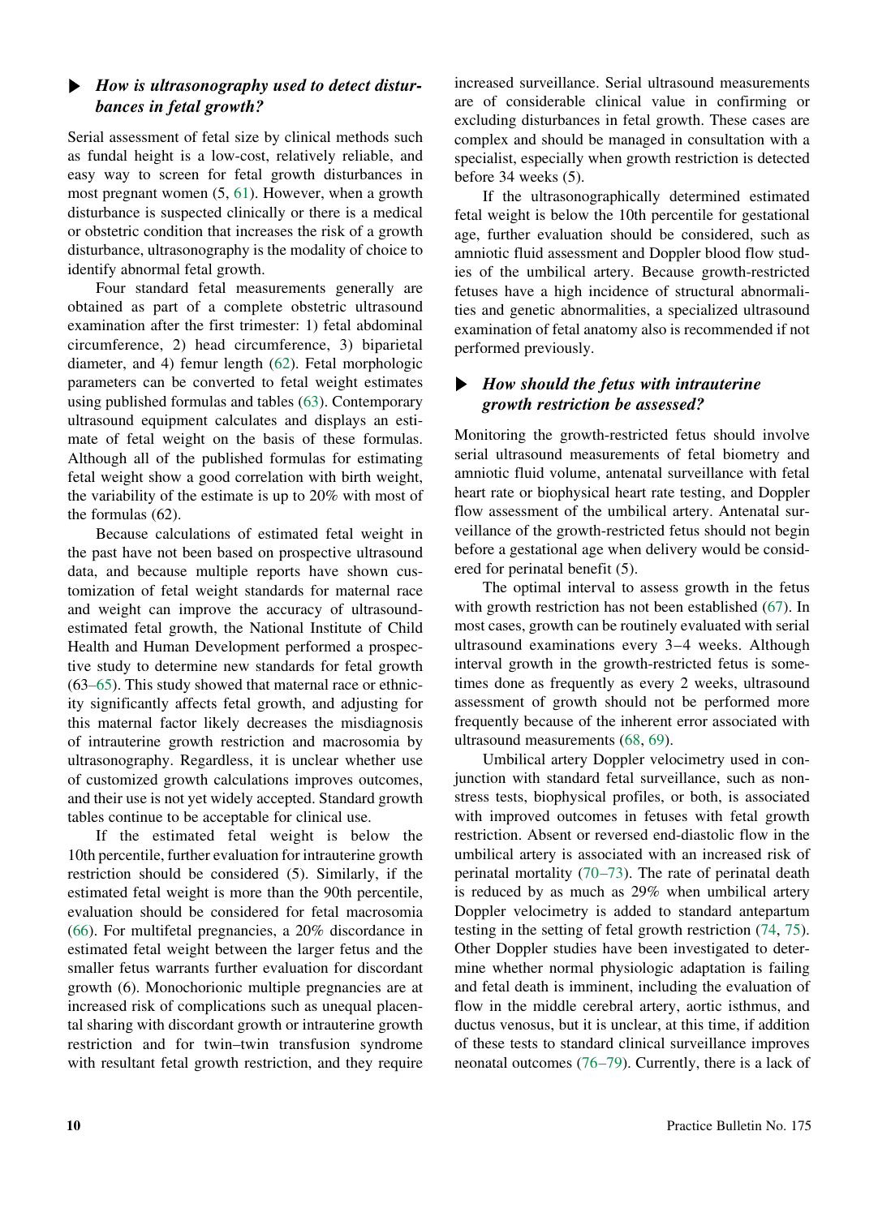### ▶ *How is ultrasonography used to detect disturbances in fetal growth?*

Serial assessment of fetal size by clinical methods such as fundal height is a low-cost, relatively reliable, and easy way to screen for fetal growth disturbances in most pregnant women (5, 61). However, when a growth disturbance is suspected clinically or there is a medical or obstetric condition that increases the risk of a growth disturbance, ultrasonography is the modality of choice to identify abnormal fetal growth.

Four standard fetal measurements generally are obtained as part of a complete obstetric ultrasound examination after the first trimester: 1) fetal abdominal circumference, 2) head circumference, 3) biparietal diameter, and 4) femur length (62). Fetal morphologic parameters can be converted to fetal weight estimates using published formulas and tables (63). Contemporary ultrasound equipment calculates and displays an estimate of fetal weight on the basis of these formulas. Although all of the published formulas for estimating fetal weight show a good correlation with birth weight, the variability of the estimate is up to 20% with most of the formulas (62).

Because calculations of estimated fetal weight in the past have not been based on prospective ultrasound data, and because multiple reports have shown customization of fetal weight standards for maternal race and weight can improve the accuracy of ultrasound-estimated fetal growth, the National Institute of Child Health and Human Development performed a prospective study to determine new standards for fetal growth (63–65). This study showed that maternal race or ethnicity significantly affects fetal growth, and adjusting for this maternal factor likely decreases the misdiagnosis of intrauterine growth restriction and macrosomia by ultrasonography. Regardless, it is unclear whether use of customized growth calculations improves outcomes, and their use is not yet widely accepted. Standard growth tables continue to be acceptable for clinical use.

If the estimated fetal weight is below the 10th percentile, further evaluation for intrauterine growth restriction should be considered (5). Similarly, if the estimated fetal weight is more than the 90th percentile, evaluation should be considered for fetal macrosomia (66). For multifetal pregnancies, a 20% discordance in estimated fetal weight between the larger fetus and the smaller fetus warrants further evaluation for discordant growth (6). Monochorionic multiple pregnancies are at increased risk of complications such as unequal placental sharing with discordant growth or intrauterine growth restriction and for twin–twin transfusion syndrome with resultant fetal growth restriction, and they require increased surveillance. Serial ultrasound measurements are of considerable clinical value in confirming or excluding disturbances in fetal growth. These cases are complex and should be managed in consultation with a specialist, especially when growth restriction is detected before 34 weeks (5).

If the ultrasonographically determined estimated fetal weight is below the 10th percentile for gestational age, further evaluation should be considered, such as amniotic fluid assessment and Doppler blood flow studies of the umbilical artery. Because growth-restricted fetuses have a high incidence of structural abnormalities and genetic abnormalities, a specialized ultrasound examination of fetal anatomy also is recommended if not performed previously.

### ▶ *How should the fetus with intrauterine growth restriction be assessed?*

Monitoring the growth-restricted fetus should involve serial ultrasound measurements of fetal biometry and amniotic fluid volume, antenatal surveillance with fetal heart rate or biophysical heart rate testing, and Doppler flow assessment of the umbilical artery. Antenatal surveillance of the growth-restricted fetus should not begin before a gestational age when delivery would be considered for perinatal benefit (5).

The optimal interval to assess growth in the fetus with growth restriction has not been established (67). In most cases, growth can be routinely evaluated with serial ultrasound examinations every 3–4 weeks. Although interval growth in the growth-restricted fetus is sometimes done as frequently as every 2 weeks, ultrasound assessment of growth should not be performed more frequently because of the inherent error associated with ultrasound measurements (68, 69).

Umbilical artery Doppler velocimetry used in conjunction with standard fetal surveillance, such as non-stress tests, biophysical profiles, or both, is associated with improved outcomes in fetuses with fetal growth restriction. Absent or reversed end-diastolic flow in the umbilical artery is associated with an increased risk of perinatal mortality (70–73). The rate of perinatal death is reduced by as much as 29% when umbilical artery Doppler velocimetry is added to standard antepartum testing in the setting of fetal growth restriction (74, 75). Other Doppler studies have been investigated to determine whether normal physiologic adaptation is failing and fetal death is imminent, including the evaluation of flow in the middle cerebral artery, aortic isthmus, and ductus venosus, but it is unclear, at this time, if addition of these tests to standard clinical surveillance improves neonatal outcomes (76–79). Currently, there is a lack of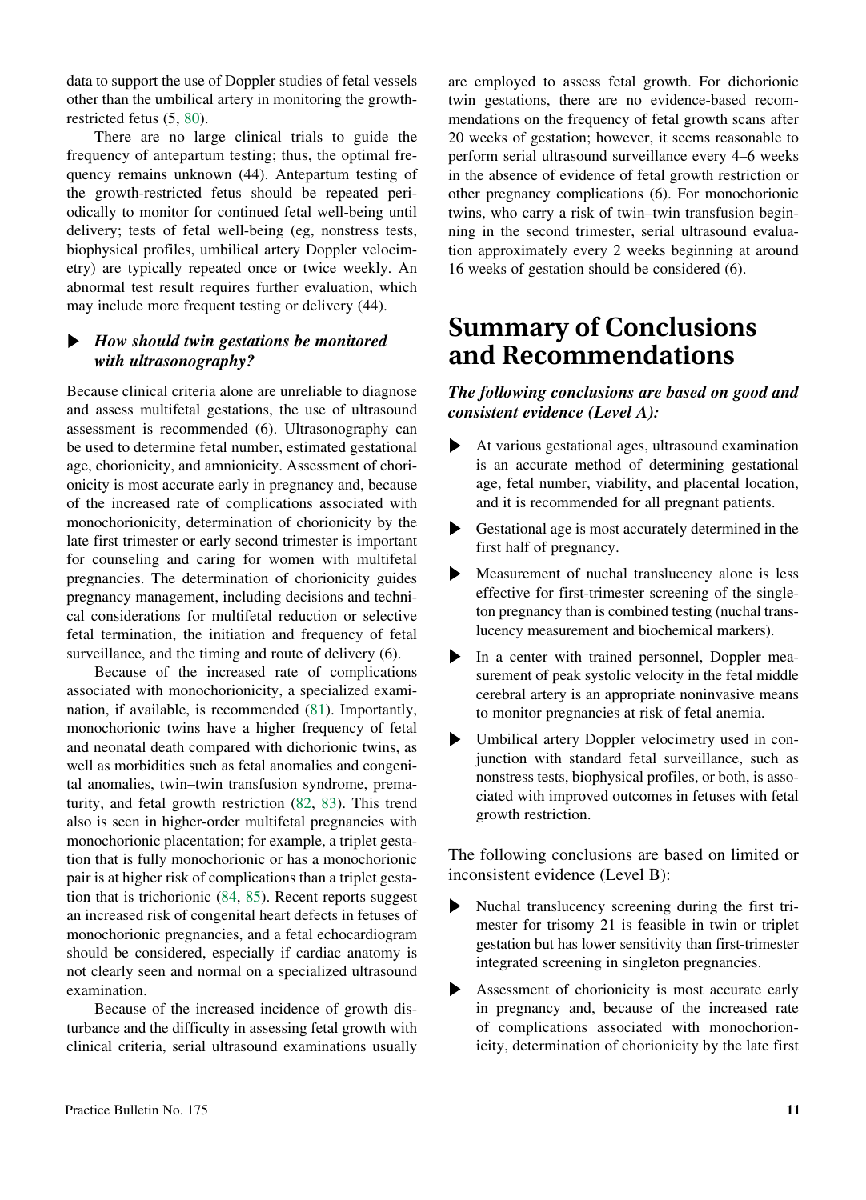data to support the use of Doppler studies of fetal vessels other than the umbilical artery in monitoring the growth-restricted fetus (5, 80).

There are no large clinical trials to guide the frequency of antepartum testing; thus, the optimal frequency remains unknown (44). Antepartum testing of the growth-restricted fetus should be repeated periodically to monitor for continued fetal well-being until delivery; tests of fetal well-being (eg, nonstress tests, biophysical profiles, umbilical artery Doppler velocimetry) are typically repeated once or twice weekly. An abnormal test result requires further evaluation, which may include more frequent testing or delivery (44).

### ▶ *How should twin gestations be monitored with ultrasonography?*

Because clinical criteria alone are unreliable to diagnose and assess multifetal gestations, the use of ultrasound assessment is recommended (6). Ultrasonography can be used to determine fetal number, estimated gestational age, chorionicity, and amnionicity. Assessment of chorionicity is most accurate early in pregnancy and, because of the increased rate of complications associated with monochorionicity, determination of chorionicity by the late first trimester or early second trimester is important for counseling and caring for women with multifetal pregnancies. The determination of chorionicity guides pregnancy management, including decisions and technical considerations for multifetal reduction or selective fetal termination, the initiation and frequency of fetal surveillance, and the timing and route of delivery (6).

Because of the increased rate of complications associated with monochorionicity, a specialized examination, if available, is recommended (81). Importantly, monochorionic twins have a higher frequency of fetal and neonatal death compared with dichorionic twins, as well as morbidities such as fetal anomalies and congenital anomalies, twin–twin transfusion syndrome, prematurity, and fetal growth restriction (82, 83). This trend also is seen in higher-order multifetal pregnancies with monochorionic placentation; for example, a triplet gestation that is fully monochorionic or has a monochorionic pair is at higher risk of complications than a triplet gestation that is trichorionic (84, 85). Recent reports suggest an increased risk of congenital heart defects in fetuses of monochorionic pregnancies, and a fetal echocardiogram should be considered, especially if cardiac anatomy is not clearly seen and normal on a specialized ultrasound examination.

Because of the increased incidence of growth disturbance and the difficulty in assessing fetal growth with clinical criteria, serial ultrasound examinations usually are employed to assess fetal growth. For dichorionic twin gestations, there are no evidence-based recommendations on the frequency of fetal growth scans after 20 weeks of gestation; however, it seems reasonable to perform serial ultrasound surveillance every 4–6 weeks in the absence of evidence of fetal growth restriction or other pregnancy complications (6). For monochorionic twins, who carry a risk of twin–twin transfusion beginning in the second trimester, serial ultrasound evaluation approximately every 2 weeks beginning at around 16 weeks of gestation should be considered (6).

# Summary of Conclusions and Recommendations

***The following conclusions are based on good and consistent evidence (Level A):***

- At various gestational ages, ultrasound examination is an accurate method of determining gestational age, fetal number, viability, and placental location, and it is recommended for all pregnant patients.
- Gestational age is most accurately determined in the first half of pregnancy.
- Measurement of nuchal translucency alone is less effective for first-trimester screening of the singleton pregnancy than is combined testing (nuchal translucency measurement and biochemical markers).
- In a center with trained personnel, Doppler measurement of peak systolic velocity in the fetal middle cerebral artery is an appropriate noninvasive means to monitor pregnancies at risk of fetal anemia.
- Umbilical artery Doppler velocimetry used in conjunction with standard fetal surveillance, such as nonstress tests, biophysical profiles, or both, is associated with improved outcomes in fetuses with fetal growth restriction.

The following conclusions are based on limited or inconsistent evidence (Level B):

- Nuchal translucency screening during the first trimester for trisomy 21 is feasible in twin or triplet gestation but has lower sensitivity than first-trimester integrated screening in singleton pregnancies.
- Assessment of chorionicity is most accurate early in pregnancy and, because of the increased rate of complications associated with monochorionicity, determination of chorionicity by the late first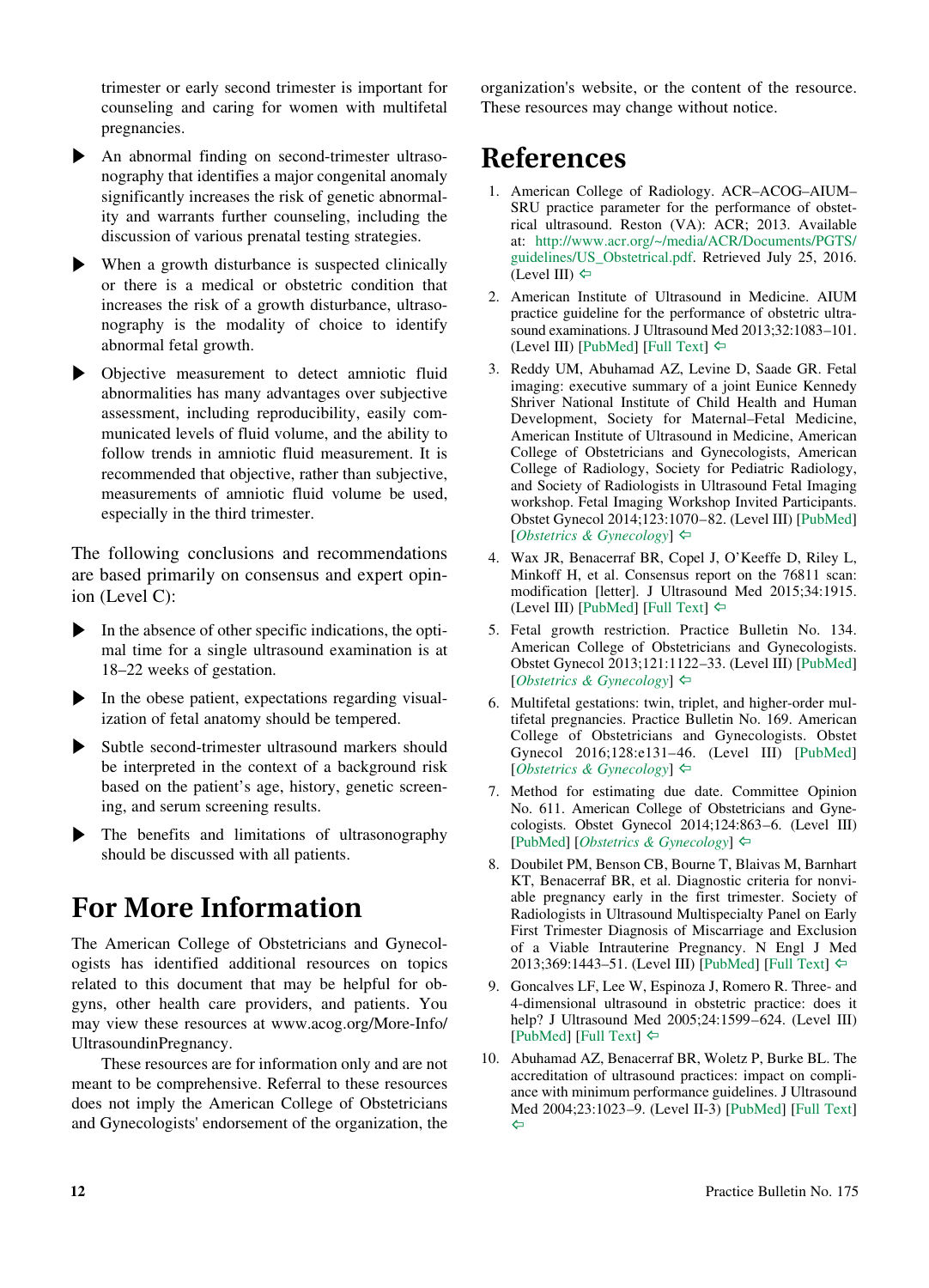trimester or early second trimester is important for counseling and caring for women with multifetal pregnancies.

- An abnormal finding on second-trimester ultrasonography that identifies a major congenital anomaly significantly increases the risk of genetic abnormality and warrants further counseling, including the discussion of various prenatal testing strategies.
- When a growth disturbance is suspected clinically or there is a medical or obstetric condition that increases the risk of a growth disturbance, ultrasonography is the modality of choice to identify abnormal fetal growth.
- Objective measurement to detect amniotic fluid abnormalities has many advantages over subjective assessment, including reproducibility, easily communicated levels of fluid volume, and the ability to follow trends in amniotic fluid measurement. It is recommended that objective, rather than subjective, measurements of amniotic fluid volume be used, especially in the third trimester.

The following conclusions and recommendations are based primarily on consensus and expert opinion (Level C):

- In the absence of other specific indications, the optimal time for a single ultrasound examination is at 18–22 weeks of gestation.
- In the obese patient, expectations regarding visualization of fetal anatomy should be tempered.
- Subtle second-trimester ultrasound markers should be interpreted in the context of a background risk based on the patient's age, history, genetic screening, and serum screening results.
- The benefits and limitations of ultrasonography should be discussed with all patients.

# For More Information

The American College of Obstetricians and Gynecologists has identified additional resources on topics related to this document that may be helpful for ob-gyns, other health care providers, and patients. You may view these resources at www.acog.org/More-Info/UltrasoundinPregnancy.

These resources are for information only and are not meant to be comprehensive. Referral to these resources does not imply the American College of Obstetricians and Gynecologists' endorsement of the organization, the organization's website, or the content of the resource. These resources may change without notice.

# References

1. American College of Radiology. ACR–ACOG–AIUM–SRU practice parameter for the performance of obstetrical ultrasound. Reston (VA): ACR; 2013. Available at: http://www.acr.org/~/media/ACR/Documents/PGTS/guidelines/US_Obstetrical.pdf. Retrieved July 25, 2016. (Level III) ⇦
2. American Institute of Ultrasound in Medicine. AIUM practice guideline for the performance of obstetric ultrasound examinations. J Ultrasound Med 2013;32:1083–101. (Level III) [PubMed] [Full Text] ⇦
3. Reddy UM, Abuhamad AZ, Levine D, Saade GR. Fetal imaging: executive summary of a joint Eunice Kennedy Shriver National Institute of Child Health and Human Development, Society for Maternal–Fetal Medicine, American Institute of Ultrasound in Medicine, American College of Obstetricians and Gynecologists, American College of Radiology, Society for Pediatric Radiology, and Society of Radiologists in Ultrasound Fetal Imaging workshop. Fetal Imaging Workshop Invited Participants. Obstet Gynecol 2014;123:1070–82. (Level III) [PubMed] [*Obstetrics & Gynecology*] ⇦
4. Wax JR, Benacerraf BR, Copel J, O'Keeffe D, Riley L, Minkoff H, et al. Consensus report on the 76811 scan: modification [letter]. J Ultrasound Med 2015;34:1915. (Level III) [PubMed] [Full Text] ⇦
5. Fetal growth restriction. Practice Bulletin No. 134. American College of Obstetricians and Gynecologists. Obstet Gynecol 2013;121:1122–33. (Level III) [PubMed] [*Obstetrics & Gynecology*] ⇦
6. Multifetal gestations: twin, triplet, and higher-order multifetal pregnancies. Practice Bulletin No. 169. American College of Obstetricians and Gynecologists. Obstet Gynecol 2016;128:e131–46. (Level III) [PubMed] [*Obstetrics & Gynecology*] ⇦
7. Method for estimating due date. Committee Opinion No. 611. American College of Obstetricians and Gynecologists. Obstet Gynecol 2014;124:863–6. (Level III) [PubMed] [*Obstetrics & Gynecology*] ⇦
8. Doubilet PM, Benson CB, Bourne T, Blaivas M, Barnhart KT, Benacerraf BR, et al. Diagnostic criteria for nonviable pregnancy early in the first trimester. Society of Radiologists in Ultrasound Multispecialty Panel on Early First Trimester Diagnosis of Miscarriage and Exclusion of a Viable Intrauterine Pregnancy. N Engl J Med 2013;369:1443–51. (Level III) [PubMed] [Full Text] ⇦
9. Goncalves LF, Lee W, Espinoza J, Romero R. Three- and 4-dimensional ultrasound in obstetric practice: does it help? J Ultrasound Med 2005;24:1599–624. (Level III) [PubMed] [Full Text] ⇦
10. Abuhamad AZ, Benacerraf BR, Woletz P, Burke BL. The accreditation of ultrasound practices: impact on compliance with minimum performance guidelines. J Ultrasound Med 2004;23:1023–9. (Level II-3) [PubMed] [Full Text] ⇦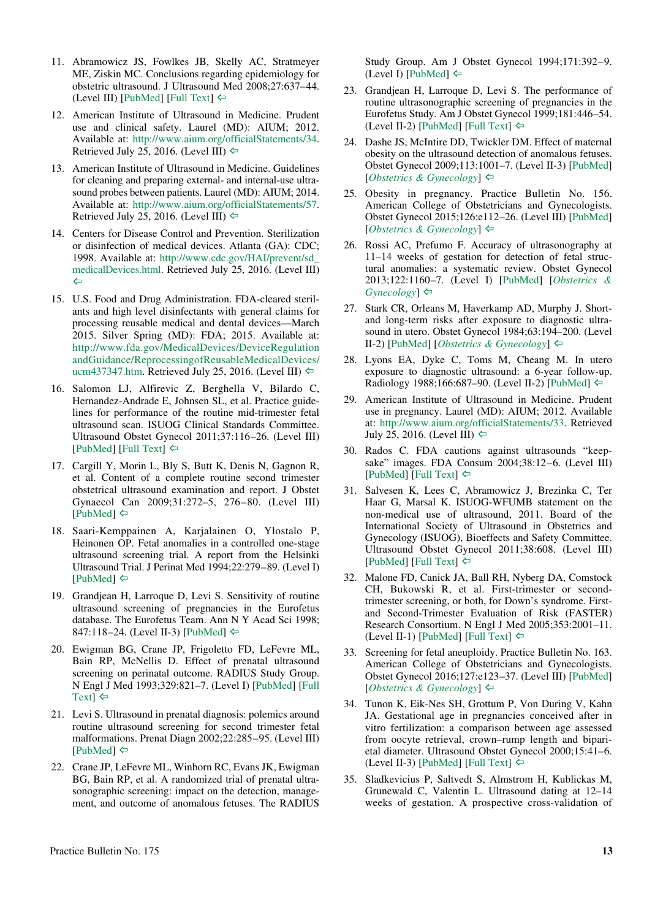11. Abramowicz JS, Fowlkes JB, Skelly AC, Stratmeyer ME, Ziskin MC. Conclusions regarding epidemiology for obstetric ultrasound. J Ultrasound Med 2008;27:637–44. (Level III) [PubMed] [Full Text] ⇦

12. American Institute of Ultrasound in Medicine. Prudent use and clinical safety. Laurel (MD): AIUM; 2012. Available at: http://www.aium.org/officialStatements/34. Retrieved July 25, 2016. (Level III) ⇦

13. American Institute of Ultrasound in Medicine. Guidelines for cleaning and preparing external- and internal-use ultrasound probes between patients. Laurel (MD): AIUM; 2014. Available at: http://www.aium.org/officialStatements/57. Retrieved July 25, 2016. (Level III) ⇦

14. Centers for Disease Control and Prevention. Sterilization or disinfection of medical devices. Atlanta (GA): CDC; 1998. Available at: http://www.cdc.gov/HAI/prevent/sd_medicalDevices.html. Retrieved July 25, 2016. (Level III) ⇦

15. U.S. Food and Drug Administration. FDA-cleared sterilants and high level disinfectants with general claims for processing reusable medical and dental devices—March 2015. Silver Spring (MD): FDA; 2015. Available at: http://www.fda.gov/MedicalDevices/DeviceRegulationandGuidance/ReprocessingofReusableMedicalDevices/ucm437347.htm. Retrieved July 25, 2016. (Level III) ⇦

16. Salomon LJ, Alfirevic Z, Berghella V, Bilardo C, Hernandez-Andrade E, Johnsen SL, et al. Practice guidelines for performance of the routine mid-trimester fetal ultrasound scan. ISUOG Clinical Standards Committee. Ultrasound Obstet Gynecol 2011;37:116–26. (Level III) [PubMed] [Full Text] ⇦

17. Cargill Y, Morin L, Bly S, Butt K, Denis N, Gagnon R, et al. Content of a complete routine second trimester obstetrical ultrasound examination and report. J Obstet Gynaecol Can 2009;31:272–5, 276–80. (Level III) [PubMed] ⇦

18. Saari-Kemppainen A, Karjalainen O, Ylostalo P, Heinonen OP. Fetal anomalies in a controlled one-stage ultrasound screening trial. A report from the Helsinki Ultrasound Trial. J Perinat Med 1994;22:279–89. (Level I) [PubMed] ⇦

19. Grandjean H, Larroque D, Levi S. Sensitivity of routine ultrasound screening of pregnancies in the Eurofetus database. The Eurofetus Team. Ann N Y Acad Sci 1998; 847:118–24. (Level II-3) [PubMed] ⇦

20. Ewigman BG, Crane JP, Frigoletto FD, LeFevre ML, Bain RP, McNellis D. Effect of prenatal ultrasound screening on perinatal outcome. RADIUS Study Group. N Engl J Med 1993;329:821–7. (Level I) [PubMed] [Full Text] ⇦

21. Levi S. Ultrasound in prenatal diagnosis: polemics around routine ultrasound screening for second trimester fetal malformations. Prenat Diagn 2002;22:285–95. (Level III) [PubMed] ⇦

22. Crane JP, LeFevre ML, Winborn RC, Evans JK, Ewigman BG, Bain RP, et al. A randomized trial of prenatal ultrasonographic screening: impact on the detection, management, and outcome of anomalous fetuses. The RADIUS Study Group. Am J Obstet Gynecol 1994;171:392–9. (Level I) [PubMed] ⇦

23. Grandjean H, Larroque D, Levi S. The performance of routine ultrasonographic screening of pregnancies in the Eurofetus Study. Am J Obstet Gynecol 1999;181:446–54. (Level II-2) [PubMed] [Full Text] ⇦

24. Dashe JS, McIntire DD, Twickler DM. Effect of maternal obesity on the ultrasound detection of anomalous fetuses. Obstet Gynecol 2009;113:1001–7. (Level II-3) [PubMed] [*Obstetrics & Gynecology*] ⇦

25. Obesity in pregnancy. Practice Bulletin No. 156. American College of Obstetricians and Gynecologists. Obstet Gynecol 2015;126:e112–26. (Level III) [PubMed] [*Obstetrics & Gynecology*] ⇦

26. Rossi AC, Prefumo F. Accuracy of ultrasonography at 11–14 weeks of gestation for detection of fetal structural anomalies: a systematic review. Obstet Gynecol 2013;122:1160–7. (Level I) [PubMed] [*Obstetrics & Gynecology*] ⇦

27. Stark CR, Orleans M, Haverkamp AD, Murphy J. Short- and long-term risks after exposure to diagnostic ultrasound in utero. Obstet Gynecol 1984;63:194–200. (Level II-2) [PubMed] [*Obstetrics & Gynecology*] ⇦

28. Lyons EA, Dyke C, Toms M, Cheang M. In utero exposure to diagnostic ultrasound: a 6-year follow-up. Radiology 1988;166:687–90. (Level II-2) [PubMed] ⇦

29. American Institute of Ultrasound in Medicine. Prudent use in pregnancy. Laurel (MD): AIUM; 2012. Available at: http://www.aium.org/officialStatements/33. Retrieved July 25, 2016. (Level III) ⇦

30. Rados C. FDA cautions against ultrasounds "keepsake" images. FDA Consum 2004;38:12–6. (Level III) [PubMed] [Full Text] ⇦

31. Salvesen K, Lees C, Abramowicz J, Brezinka C, Ter Haar G, Marsal K. ISUOG-WFUMB statement on the non-medical use of ultrasound, 2011. Board of the International Society of Ultrasound in Obstetrics and Gynecology (ISUOG), Bioeffects and Safety Committee. Ultrasound Obstet Gynecol 2011;38:608. (Level III) [PubMed] [Full Text] ⇦

32. Malone FD, Canick JA, Ball RH, Nyberg DA, Comstock CH, Bukowski R, et al. First-trimester or second-trimester screening, or both, for Down's syndrome. First- and Second-Trimester Evaluation of Risk (FASTER) Research Consortium. N Engl J Med 2005;353:2001–11. (Level II-1) [PubMed] [Full Text] ⇦

33. Screening for fetal aneuploidy. Practice Bulletin No. 163. American College of Obstetricians and Gynecologists. Obstet Gynecol 2016;127:e123–37. (Level III) [PubMed] [*Obstetrics & Gynecology*] ⇦

34. Tunon K, Eik-Nes SH, Grottum P, Von During V, Kahn JA. Gestational age in pregnancies conceived after in vitro fertilization: a comparison between age assessed from oocyte retrieval, crown–rump length and biparietal diameter. Ultrasound Obstet Gynecol 2000;15:41–6. (Level II-3) [PubMed] [Full Text] ⇦

35. Sladkevicius P, Saltvedt S, Almstrom H, Kublickas M, Grunewald C, Valentin L. Ultrasound dating at 12–14 weeks of gestation. A prospective cross-validation of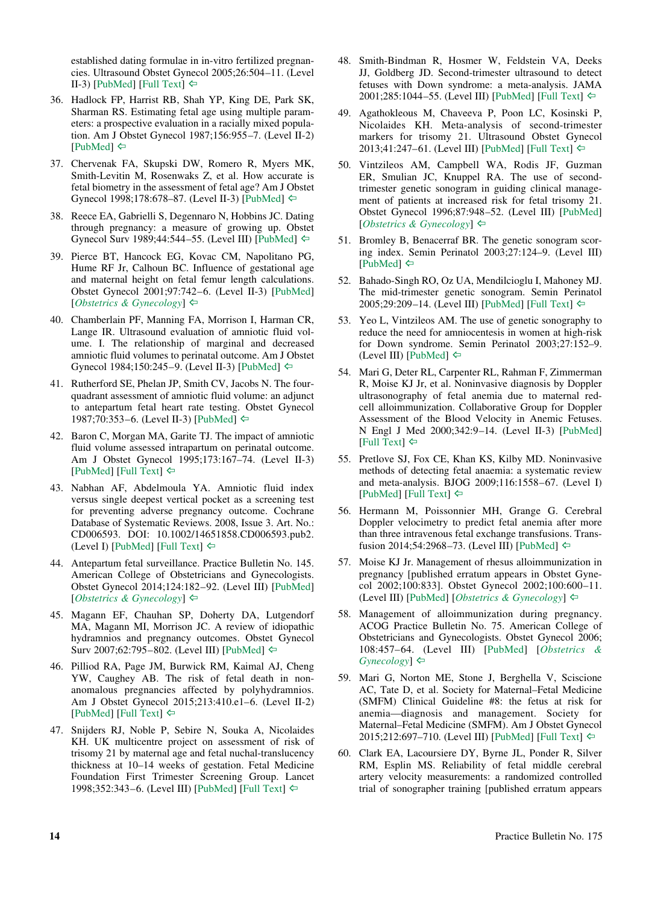established dating formulae in in-vitro fertilized pregnancies. Ultrasound Obstet Gynecol 2005;26:504–11. (Level II-3) [PubMed] [Full Text] ⇦

36. Hadlock FP, Harrist RB, Shah YP, King DE, Park SK, Sharman RS. Estimating fetal age using multiple parameters: a prospective evaluation in a racially mixed population. Am J Obstet Gynecol 1987;156:955–7. (Level II-2) [PubMed] ⇦

37. Chervenak FA, Skupski DW, Romero R, Myers MK, Smith-Levitin M, Rosenwaks Z, et al. How accurate is fetal biometry in the assessment of fetal age? Am J Obstet Gynecol 1998;178:678–87. (Level II-3) [PubMed] ⇦

38. Reece EA, Gabrielli S, Degennaro N, Hobbins JC. Dating through pregnancy: a measure of growing up. Obstet Gynecol Surv 1989;44:544–55. (Level III) [PubMed] ⇦

39. Pierce BT, Hancock EG, Kovac CM, Napolitano PG, Hume RF Jr, Calhoun BC. Influence of gestational age and maternal height on fetal femur length calculations. Obstet Gynecol 2001;97:742–6. (Level II-3) [PubMed] [*Obstetrics & Gynecology*] ⇦

40. Chamberlain PF, Manning FA, Morrison I, Harman CR, Lange IR. Ultrasound evaluation of amniotic fluid volume. I. The relationship of marginal and decreased amniotic fluid volumes to perinatal outcome. Am J Obstet Gynecol 1984;150:245–9. (Level II-3) [PubMed] ⇦

41. Rutherford SE, Phelan JP, Smith CV, Jacobs N. The four-quadrant assessment of amniotic fluid volume: an adjunct to antepartum fetal heart rate testing. Obstet Gynecol 1987;70:353–6. (Level II-3) [PubMed] ⇦

42. Baron C, Morgan MA, Garite TJ. The impact of amniotic fluid volume assessed intrapartum on perinatal outcome. Am J Obstet Gynecol 1995;173:167–74. (Level II-3) [PubMed] [Full Text] ⇦

43. Nabhan AF, Abdelmoula YA. Amniotic fluid index versus single deepest vertical pocket as a screening test for preventing adverse pregnancy outcome. Cochrane Database of Systematic Reviews. 2008, Issue 3. Art. No.: CD006593. DOI: 10.1002/14651858.CD006593.pub2. (Level I) [PubMed] [Full Text] ⇦

44. Antepartum fetal surveillance. Practice Bulletin No. 145. American College of Obstetricians and Gynecologists. Obstet Gynecol 2014;124:182–92. (Level III) [PubMed] [*Obstetrics & Gynecology*] ⇦

45. Magann EF, Chauhan SP, Doherty DA, Lutgendorf MA, Magann MI, Morrison JC. A review of idiopathic hydramnios and pregnancy outcomes. Obstet Gynecol Surv 2007;62:795–802. (Level III) [PubMed] ⇦

46. Pilliod RA, Page JM, Burwick RM, Kaimal AJ, Cheng YW, Caughey AB. The risk of fetal death in nonanomalous pregnancies affected by polyhydramnios. Am J Obstet Gynecol 2015;213:410.e1–6. (Level II-2) [PubMed] [Full Text] ⇦

47. Snijders RJ, Noble P, Sebire N, Souka A, Nicolaides KH. UK multicentre project on assessment of risk of trisomy 21 by maternal age and fetal nuchal-translucency thickness at 10–14 weeks of gestation. Fetal Medicine Foundation First Trimester Screening Group. Lancet 1998;352:343–6. (Level III) [PubMed] [Full Text] ⇦

48. Smith-Bindman R, Hosmer W, Feldstein VA, Deeks JJ, Goldberg JD. Second-trimester ultrasound to detect fetuses with Down syndrome: a meta-analysis. JAMA 2001;285:1044–55. (Level III) [PubMed] [Full Text] ⇦

49. Agathokleous M, Chaveeva P, Poon LC, Kosinski P, Nicolaides KH. Meta-analysis of second-trimester markers for trisomy 21. Ultrasound Obstet Gynecol 2013;41:247–61. (Level III) [PubMed] [Full Text] ⇦

50. Vintzileos AM, Campbell WA, Rodis JF, Guzman ER, Smulian JC, Knuppel RA. The use of second-trimester genetic sonogram in guiding clinical management of patients at increased risk for fetal trisomy 21. Obstet Gynecol 1996;87:948–52. (Level III) [PubMed] [*Obstetrics & Gynecology*] ⇦

51. Bromley B, Benacerraf BR. The genetic sonogram scoring index. Semin Perinatol 2003;27:124–9. (Level III) [PubMed] ⇦

52. Bahado-Singh RO, Oz UA, Mendilcioglu I, Mahoney MJ. The mid-trimester genetic sonogram. Semin Perinatol 2005;29:209–14. (Level III) [PubMed] [Full Text] ⇦

53. Yeo L, Vintzileos AM. The use of genetic sonography to reduce the need for amniocentesis in women at high-risk for Down syndrome. Semin Perinatol 2003;27:152–9. (Level III) [PubMed] ⇦

54. Mari G, Deter RL, Carpenter RL, Rahman F, Zimmerman R, Moise KJ Jr, et al. Noninvasive diagnosis by Doppler ultrasonography of fetal anemia due to maternal red-cell alloimmunization. Collaborative Group for Doppler Assessment of the Blood Velocity in Anemic Fetuses. N Engl J Med 2000;342:9–14. (Level II-3) [PubMed] [Full Text] ⇦

55. Pretlove SJ, Fox CE, Khan KS, Kilby MD. Noninvasive methods of detecting fetal anaemia: a systematic review and meta-analysis. BJOG 2009;116:1558–67. (Level I) [PubMed] [Full Text] ⇦

56. Hermann M, Poissonnier MH, Grange G. Cerebral Doppler velocimetry to predict fetal anemia after more than three intravenous fetal exchange transfusions. Transfusion 2014;54:2968–73. (Level III) [PubMed] ⇦

57. Moise KJ Jr. Management of rhesus alloimmunization in pregnancy [published erratum appears in Obstet Gynecol 2002;100:833]. Obstet Gynecol 2002;100:600–11. (Level III) [PubMed] [*Obstetrics & Gynecology*] ⇦

58. Management of alloimmunization during pregnancy. ACOG Practice Bulletin No. 75. American College of Obstetricians and Gynecologists. Obstet Gynecol 2006; 108:457–64. (Level III) [PubMed] [*Obstetrics & Gynecology*] ⇦

59. Mari G, Norton ME, Stone J, Berghella V, Sciscione AC, Tate D, et al. Society for Maternal–Fetal Medicine (SMFM) Clinical Guideline #8: the fetus at risk for anemia—diagnosis and management. Society for Maternal–Fetal Medicine (SMFM). Am J Obstet Gynecol 2015;212:697–710. (Level III) [PubMed] [Full Text] ⇦

60. Clark EA, Lacoursiere DY, Byrne JL, Ponder R, Silver RM, Esplin MS. Reliability of fetal middle cerebral artery velocity measurements: a randomized controlled trial of sonographer training [published erratum appears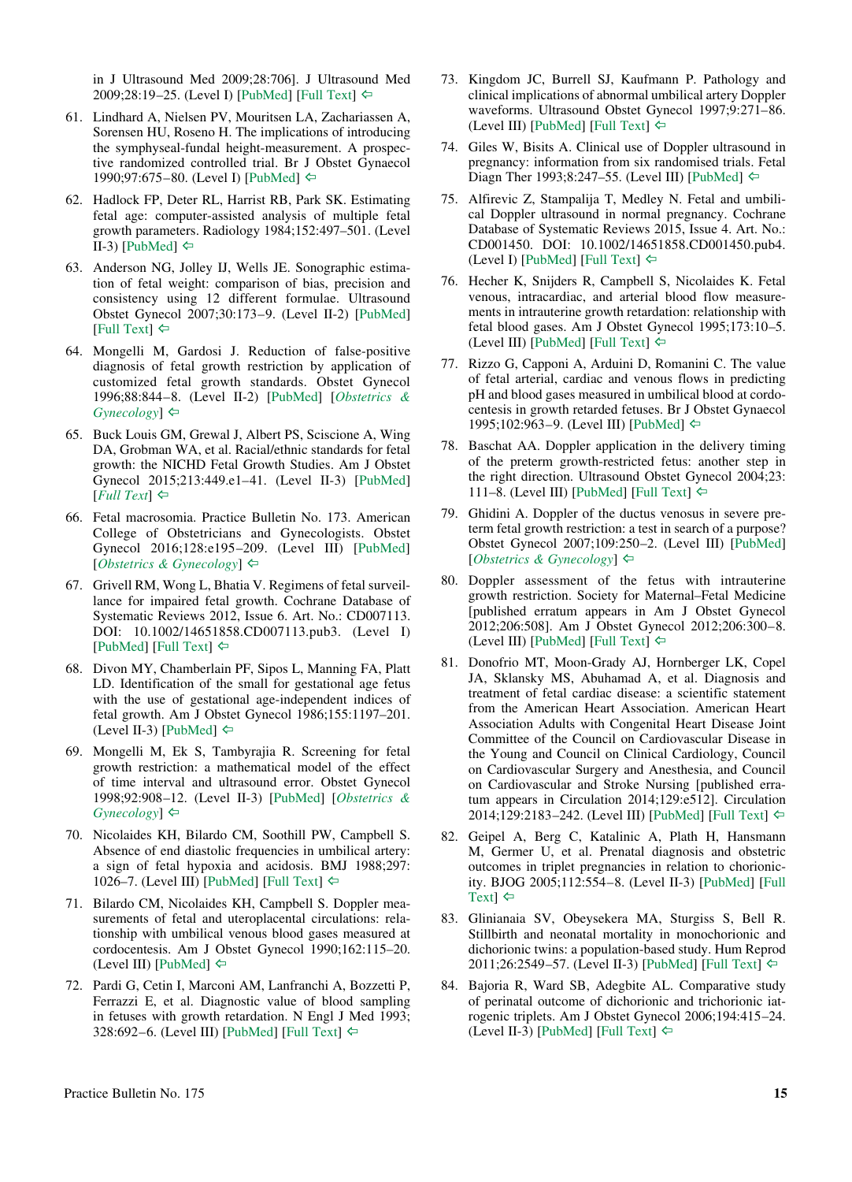in J Ultrasound Med 2009;28:706]. J Ultrasound Med 2009;28:19–25. (Level I) [PubMed] [Full Text] ⇦

61. Lindhard A, Nielsen PV, Mouritsen LA, Zachariassen A, Sorensen HU, Roseno H. The implications of introducing the symphyseal-fundal height-measurement. A prospective randomized controlled trial. Br J Obstet Gynaecol 1990;97:675–80. (Level I) [PubMed] ⇦

62. Hadlock FP, Deter RL, Harrist RB, Park SK. Estimating fetal age: computer-assisted analysis of multiple fetal growth parameters. Radiology 1984;152:497–501. (Level II-3) [PubMed] ⇦

63. Anderson NG, Jolley IJ, Wells JE. Sonographic estimation of fetal weight: comparison of bias, precision and consistency using 12 different formulae. Ultrasound Obstet Gynecol 2007;30:173–9. (Level II-2) [PubMed] [Full Text] ⇦

64. Mongelli M, Gardosi J. Reduction of false-positive diagnosis of fetal growth restriction by application of customized fetal growth standards. Obstet Gynecol 1996;88:844–8. (Level II-2) [PubMed] [*Obstetrics & Gynecology*] ⇦

65. Buck Louis GM, Grewal J, Albert PS, Sciscione A, Wing DA, Grobman WA, et al. Racial/ethnic standards for fetal growth: the NICHD Fetal Growth Studies. Am J Obstet Gynecol 2015;213:449.e1–41. (Level II-3) [PubMed] [*Full Text*] ⇦

66. Fetal macrosomia. Practice Bulletin No. 173. American College of Obstetricians and Gynecologists. Obstet Gynecol 2016;128:e195–209. (Level III) [PubMed] [*Obstetrics & Gynecology*] ⇦

67. Grivell RM, Wong L, Bhatia V. Regimens of fetal surveillance for impaired fetal growth. Cochrane Database of Systematic Reviews 2012, Issue 6. Art. No.: CD007113. DOI: 10.1002/14651858.CD007113.pub3. (Level I) [PubMed] [Full Text] ⇦

68. Divon MY, Chamberlain PF, Sipos L, Manning FA, Platt LD. Identification of the small for gestational age fetus with the use of gestational age-independent indices of fetal growth. Am J Obstet Gynecol 1986;155:1197–201. (Level II-3) [PubMed] ⇦

69. Mongelli M, Ek S, Tambyrajia R. Screening for fetal growth restriction: a mathematical model of the effect of time interval and ultrasound error. Obstet Gynecol 1998;92:908–12. (Level II-3) [PubMed] [*Obstetrics & Gynecology*] ⇦

70. Nicolaides KH, Bilardo CM, Soothill PW, Campbell S. Absence of end diastolic frequencies in umbilical artery: a sign of fetal hypoxia and acidosis. BMJ 1988;297:1026–7. (Level III) [PubMed] [Full Text] ⇦

71. Bilardo CM, Nicolaides KH, Campbell S. Doppler measurements of fetal and uteroplacental circulations: relationship with umbilical venous blood gases measured at cordocentesis. Am J Obstet Gynecol 1990;162:115–20. (Level III) [PubMed] ⇦

72. Pardi G, Cetin I, Marconi AM, Lanfranchi A, Bozzetti P, Ferrazzi E, et al. Diagnostic value of blood sampling in fetuses with growth retardation. N Engl J Med 1993;328:692–6. (Level III) [PubMed] [Full Text] ⇦

73. Kingdom JC, Burrell SJ, Kaufmann P. Pathology and clinical implications of abnormal umbilical artery Doppler waveforms. Ultrasound Obstet Gynecol 1997;9:271–86. (Level III) [PubMed] [Full Text] ⇦

74. Giles W, Bisits A. Clinical use of Doppler ultrasound in pregnancy: information from six randomised trials. Fetal Diagn Ther 1993;8:247–55. (Level III) [PubMed] ⇦

75. Alfirevic Z, Stampalija T, Medley N. Fetal and umbilical Doppler ultrasound in normal pregnancy. Cochrane Database of Systematic Reviews 2015, Issue 4. Art. No.: CD001450. DOI: 10.1002/14651858.CD001450.pub4. (Level I) [PubMed] [Full Text] ⇦

76. Hecher K, Snijders R, Campbell S, Nicolaides K. Fetal venous, intracardiac, and arterial blood flow measurements in intrauterine growth retardation: relationship with fetal blood gases. Am J Obstet Gynecol 1995;173:10–5. (Level III) [PubMed] [Full Text] ⇦

77. Rizzo G, Capponi A, Arduini D, Romanini C. The value of fetal arterial, cardiac and venous flows in predicting pH and blood gases measured in umbilical blood at cordocentesis in growth retarded fetuses. Br J Obstet Gynaecol 1995;102:963–9. (Level III) [PubMed] ⇦

78. Baschat AA. Doppler application in the delivery timing of the preterm growth-restricted fetus: another step in the right direction. Ultrasound Obstet Gynecol 2004;23:111–8. (Level III) [PubMed] [Full Text] ⇦

79. Ghidini A. Doppler of the ductus venosus in severe preterm fetal growth restriction: a test in search of a purpose? Obstet Gynecol 2007;109:250–2. (Level III) [PubMed] [*Obstetrics & Gynecology*] ⇦

80. Doppler assessment of the fetus with intrauterine growth restriction. Society for Maternal–Fetal Medicine [published erratum appears in Am J Obstet Gynecol 2012;206:508]. Am J Obstet Gynecol 2012;206:300–8. (Level III) [PubMed] [Full Text] ⇦

81. Donofrio MT, Moon-Grady AJ, Hornberger LK, Copel JA, Sklansky MS, Abuhamad A, et al. Diagnosis and treatment of fetal cardiac disease: a scientific statement from the American Heart Association. American Heart Association Adults with Congenital Heart Disease Joint Committee of the Council on Cardiovascular Disease in the Young and Council on Clinical Cardiology, Council on Cardiovascular Surgery and Anesthesia, and Council on Cardiovascular and Stroke Nursing [published erratum appears in Circulation 2014;129:e512]. Circulation 2014;129:2183–242. (Level III) [PubMed] [Full Text] ⇦

82. Geipel A, Berg C, Katalinic A, Plath H, Hansmann M, Germer U, et al. Prenatal diagnosis and obstetric outcomes in triplet pregnancies in relation to chorionicity. BJOG 2005;112:554–8. (Level II-3) [PubMed] [Full Text] ⇦

83. Glinianaia SV, Obeysekera MA, Sturgiss S, Bell R. Stillbirth and neonatal mortality in monochorionic and dichorionic twins: a population-based study. Hum Reprod 2011;26:2549–57. (Level II-3) [PubMed] [Full Text] ⇦

84. Bajoria R, Ward SB, Adegbite AL. Comparative study of perinatal outcome of dichorionic and trichorionic iatrogenic triplets. Am J Obstet Gynecol 2006;194:415–24. (Level II-3) [PubMed] [Full Text] ⇦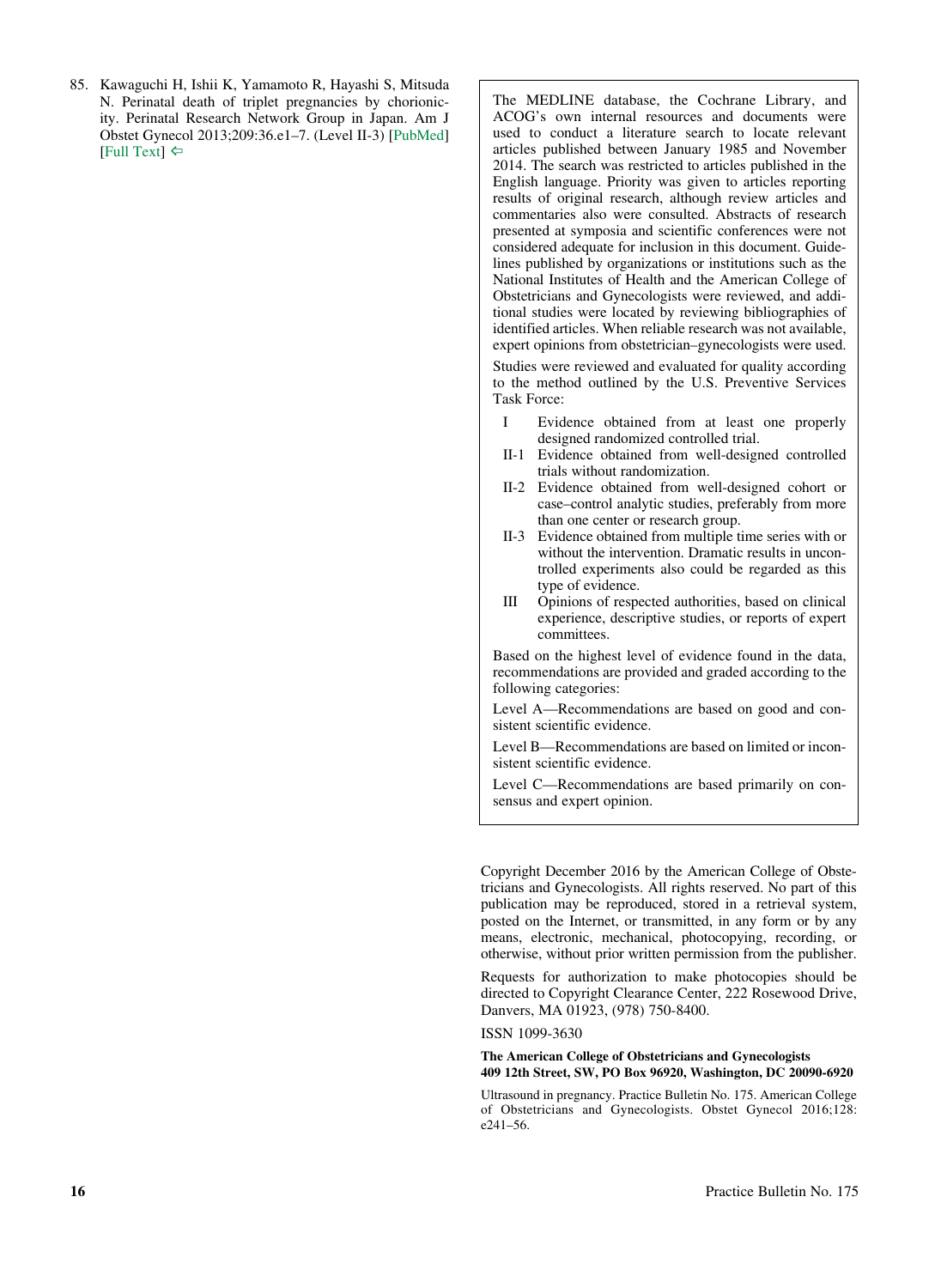85. Kawaguchi H, Ishii K, Yamamoto R, Hayashi S, Mitsuda N. Perinatal death of triplet pregnancies by chorionicity. Perinatal Research Network Group in Japan. Am J Obstet Gynecol 2013;209:36.e1–7. (Level II-3) [PubMed] [Full Text] ⇦

The MEDLINE database, the Cochrane Library, and ACOG's own internal resources and documents were used to conduct a literature search to locate relevant articles published between January 1985 and November 2014. The search was restricted to articles published in the English language. Priority was given to articles reporting results of original research, although review articles and commentaries also were consulted. Abstracts of research presented at symposia and scientific conferences were not considered adequate for inclusion in this document. Guidelines published by organizations or institutions such as the National Institutes of Health and the American College of Obstetricians and Gynecologists were reviewed, and additional studies were located by reviewing bibliographies of identified articles. When reliable research was not available, expert opinions from obstetrician–gynecologists were used.

Studies were reviewed and evaluated for quality according to the method outlined by the U.S. Preventive Services Task Force:

- I Evidence obtained from at least one properly designed randomized controlled trial.
- II-1 Evidence obtained from well-designed controlled trials without randomization.
- II-2 Evidence obtained from well-designed cohort or case–control analytic studies, preferably from more than one center or research group.
- II-3 Evidence obtained from multiple time series with or without the intervention. Dramatic results in uncontrolled experiments also could be regarded as this type of evidence.
- III Opinions of respected authorities, based on clinical experience, descriptive studies, or reports of expert committees.

Based on the highest level of evidence found in the data, recommendations are provided and graded according to the following categories:

Level A—Recommendations are based on good and consistent scientific evidence.

Level B—Recommendations are based on limited or inconsistent scientific evidence.

Level C—Recommendations are based primarily on consensus and expert opinion.

Copyright December 2016 by the American College of Obstetricians and Gynecologists. All rights reserved. No part of this publication may be reproduced, stored in a retrieval system, posted on the Internet, or transmitted, in any form or by any means, electronic, mechanical, photocopying, recording, or otherwise, without prior written permission from the publisher.

Requests for authorization to make photocopies should be directed to Copyright Clearance Center, 222 Rosewood Drive, Danvers, MA 01923, (978) 750-8400.

ISSN 1099-3630

**The American College of Obstetricians and Gynecologists**
**409 12th Street, SW, PO Box 96920, Washington, DC 20090-6920**

Ultrasound in pregnancy. Practice Bulletin No. 175. American College of Obstetricians and Gynecologists. Obstet Gynecol 2016;128: e241–56.